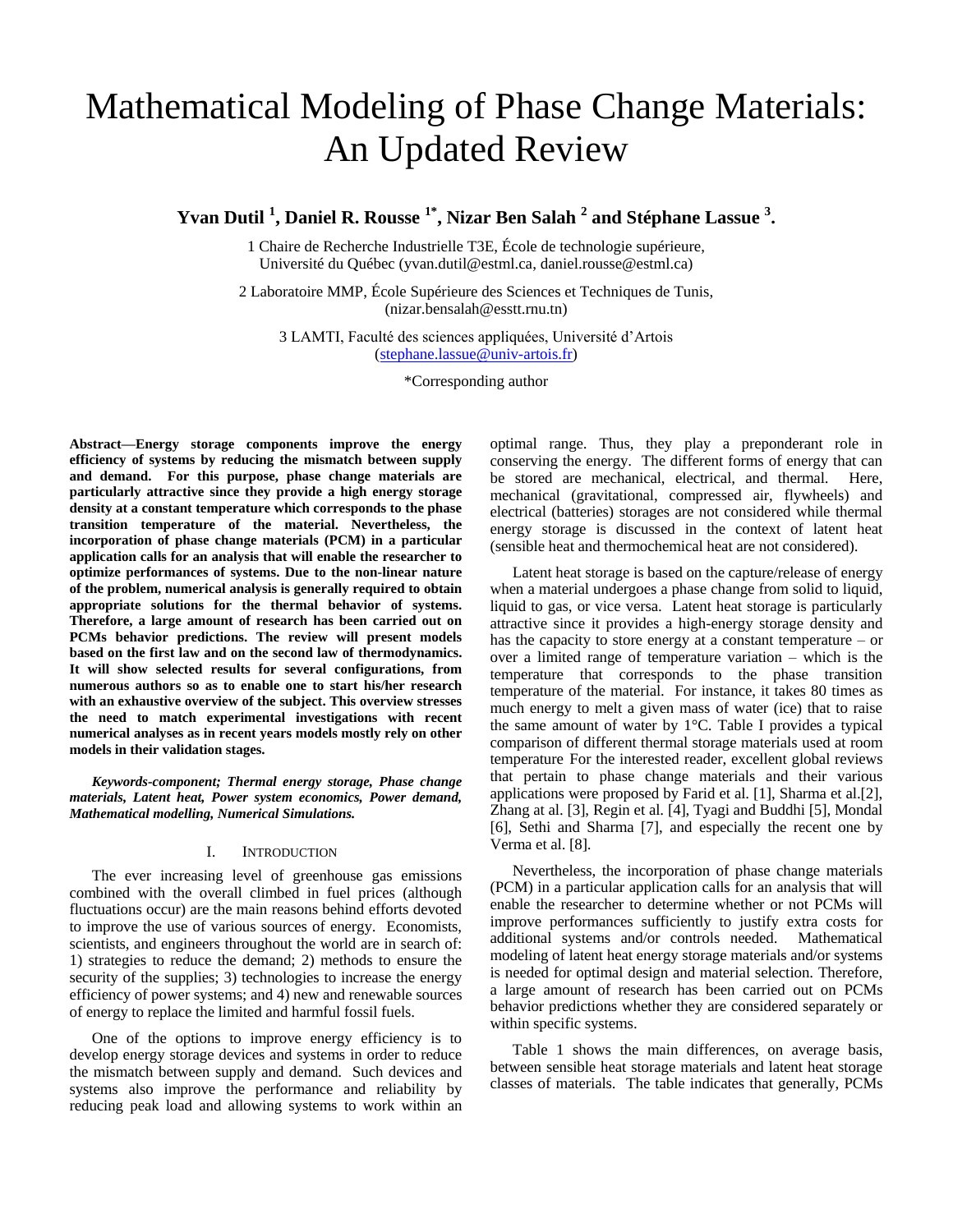# Mathematical Modeling of Phase Change Materials: An Updated Review

**Yvan Dutil [1], Daniel R. Rousse [1*], Nizar Ben Salah [2] and Stéphane Lassue [3].**

1 Chaire de Recherche Industrielle T3E, École de technologie supérieure, Université du Québec (yvan.dutil@estml.ca, daniel.rousse@estml.ca)

2 Laboratoire MMP, École Supérieure des Sciences et Techniques de Tunis, (nizar.bensalah@esstt.rnu.tn)

3 LAMTI, Faculté des sciences appliquées, Université d'Artois (stephane.lassue@univ-artois.fr)

*Corresponding author

**Abstract—Energy storage components improve the energy efficiency of systems by reducing the mismatch between supply and demand. For this purpose, phase change materials are particularly attractive since they provide a high energy storage density at a constant temperature which corresponds to the phase transition temperature of the material. Nevertheless, the incorporation of phase change materials (PCM) in a particular application calls for an analysis that will enable the researcher to optimize performances of systems. Due to the non-linear nature of the problem, numerical analysis is generally required to obtain appropriate solutions for the thermal behavior of systems. Therefore, a large amount of research has been carried out on PCMs behavior predictions. The review will present models based on the first law and on the second law of thermodynamics. It will show selected results for several configurations, from numerous authors so as to enable one to start his/her research with an exhaustive overview of the subject. This overview stresses the need to match experimental investigations with recent numerical analyses as in recent years models mostly rely on other models in their validation stages.**

***Keywords-component; Thermal energy storage, Phase change materials, Latent heat, Power system economics, Power demand, Mathematical modelling, Numerical Simulations.***

## I. Introduction

The ever increasing level of greenhouse gas emissions combined with the overall climbed in fuel prices (although fluctuations occur) are the main reasons behind efforts devoted to improve the use of various sources of energy. Economists, scientists, and engineers throughout the world are in search of: 1) strategies to reduce the demand; 2) methods to ensure the security of the supplies; 3) technologies to increase the energy efficiency of power systems; and 4) new and renewable sources of energy to replace the limited and harmful fossil fuels.

One of the options to improve energy efficiency is to develop energy storage devices and systems in order to reduce the mismatch between supply and demand. Such devices and systems also improve the performance and reliability by reducing peak load and allowing systems to work within an optimal range. Thus, they play a preponderant role in conserving the energy. The different forms of energy that can be stored are mechanical, electrical, and thermal. Here, mechanical (gravitational, compressed air, flywheels) and electrical (batteries) storages are not considered while thermal energy storage is discussed in the context of latent heat (sensible heat and thermochemical heat are not considered).

Latent heat storage is based on the capture/release of energy when a material undergoes a phase change from solid to liquid, liquid to gas, or vice versa. Latent heat storage is particularly attractive since it provides a high-energy storage density and has the capacity to store energy at a constant temperature – or over a limited range of temperature variation – which is the temperature that corresponds to the phase transition temperature of the material. For instance, it takes 80 times as much energy to melt a given mass of water (ice) that to raise the same amount of water by 1°C. Table I provides a typical comparison of different thermal storage materials used at room temperature For the interested reader, excellent global reviews that pertain to phase change materials and their various applications were proposed by Farid et al. [1], Sharma et al.[2], Zhang at al. [3], Regin et al. [4], Tyagi and Buddhi [5], Mondal [6], Sethi and Sharma [7], and especially the recent one by Verma et al. [8].

Nevertheless, the incorporation of phase change materials (PCM) in a particular application calls for an analysis that will enable the researcher to determine whether or not PCMs will improve performances sufficiently to justify extra costs for additional systems and/or controls needed. Mathematical modeling of latent heat energy storage materials and/or systems is needed for optimal design and material selection. Therefore, a large amount of research has been carried out on PCMs behavior predictions whether they are considered separately or within specific systems.

Table 1 shows the main differences, on average basis, between sensible heat storage materials and latent heat storage classes of materials. The table indicates that generally, PCMs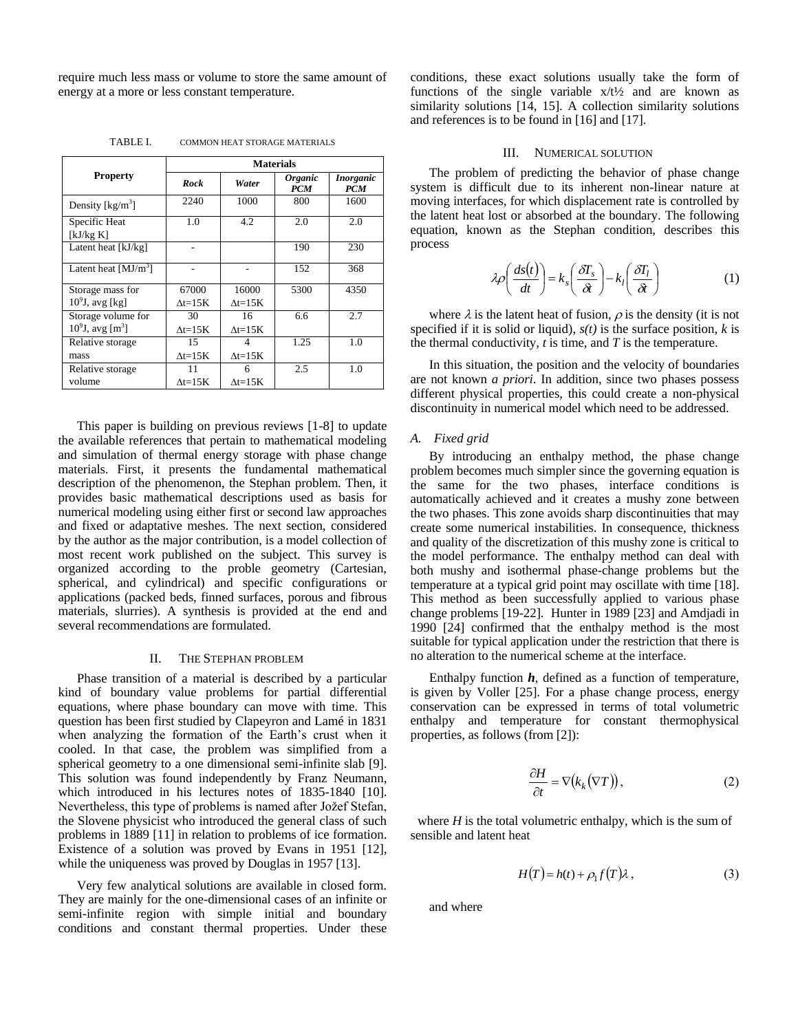require much less mass or volume to store the same amount of energy at a more or less constant temperature.

TABLE I. COMMON HEAT STORAGE MATERIALS

| Property | Materials | | | |
|---|---|---|---|---|
| | ***Rock*** | ***Water*** | ***Organic PCM*** | ***Inorganic PCM*** |
| Density [kg/m$^3$] | 2240 | 1000 | 800 | 1600 |
| Specific Heat [kJ/kg K] | 1.0 | 4.2 | 2.0 | 2.0 |
| Latent heat [kJ/kg] | - | | 190 | 230 |
| Latent heat [MJ/m$^3$] | - | - | 152 | 368 |
| Storage mass for $10^9$J, avg [kg] | 67000 $\Delta$t=15K | 16000 $\Delta$t=15K | 5300 | 4350 |
| Storage volume for $10^9$J, avg [m$^3$] | 30 $\Delta$t=15K | 16 $\Delta$t=15K | 6.6 | 2.7 |
| Relative storage mass | 15 $\Delta$t=15K | 4 $\Delta$t=15K | 1.25 | 1.0 |
| Relative storage volume | 11 $\Delta$t=15K | 6 $\Delta$t=15K | 2.5 | 1.0 |

This paper is building on previous reviews [1-8] to update the available references that pertain to mathematical modeling and simulation of thermal energy storage with phase change materials. First, it presents the fundamental mathematical description of the phenomenon, the Stephan problem. Then, it provides basic mathematical descriptions used as basis for numerical modeling using either first or second law approaches and fixed or adaptative meshes. The next section, considered by the author as the major contribution, is a model collection of most recent work published on the subject. This survey is organized according to the proble geometry (Cartesian, spherical, and cylindrical) and specific configurations or applications (packed beds, finned surfaces, porous and fibrous materials, slurries). A synthesis is provided at the end and several recommendations are formulated.

## II. THE STEPHAN PROBLEM

Phase transition of a material is described by a particular kind of boundary value problems for partial differential equations, where phase boundary can move with time. This question has been first studied by Clapeyron and Lamé in 1831 when analyzing the formation of the Earth's crust when it cooled. In that case, the problem was simplified from a spherical geometry to a one dimensional semi-infinite slab [9]. This solution was found independently by Franz Neumann, which introduced in his lectures notes of 1835-1840 [10]. Nevertheless, this type of problems is named after Jožef Stefan, the Slovene physicist who introduced the general class of such problems in 1889 [11] in relation to problems of ice formation. Existence of a solution was proved by Evans in 1951 [12], while the uniqueness was proved by Douglas in 1957 [13].

Very few analytical solutions are available in closed form. They are mainly for the one-dimensional cases of an infinite or semi-infinite region with simple initial and boundary conditions and constant thermal properties. Under these conditions, these exact solutions usually take the form of functions of the single variable x/t½ and are known as similarity solutions [14, 15]. A collection similarity solutions and references is to be found in [16] and [17].

## III. NUMERICAL SOLUTION

The problem of predicting the behavior of phase change system is difficult due to its inherent non-linear nature at moving interfaces, for which displacement rate is controlled by the latent heat lost or absorbed at the boundary. The following equation, known as the Stephan condition, describes this process

$$\lambda\rho\left(\frac{ds(t)}{dt}\right) = k_s\left(\frac{\delta T_s}{\delta t}\right) - k_l\left(\frac{\delta T_l}{\delta t}\right) \tag{1}$$

where $\lambda$ is the latent heat of fusion, $\rho$ is the density (it is not specified if it is solid or liquid), *s(t)* is the surface position, *k* is the thermal conductivity, *t* is time, and *T* is the temperature.

In this situation, the position and the velocity of boundaries are not known *a priori*. In addition, since two phases possess different physical properties, this could create a non-physical discontinuity in numerical model which need to be addressed.

### A. Fixed grid

By introducing an enthalpy method, the phase change problem becomes much simpler since the governing equation is the same for the two phases, interface conditions is automatically achieved and it creates a mushy zone between the two phases. This zone avoids sharp discontinuities that may create some numerical instabilities. In consequence, thickness and quality of the discretization of this mushy zone is critical to the model performance. The enthalpy method can deal with both mushy and isothermal phase-change problems but the temperature at a typical grid point may oscillate with time [18]. This method as been successfully applied to various phase change problems [19-22]. Hunter in 1989 [23] and Amdjadi in 1990 [24] confirmed that the enthalpy method is the most suitable for typical application under the restriction that there is no alteration to the numerical scheme at the interface.

Enthalpy function ***h***, defined as a function of temperature, is given by Voller [25]. For a phase change process, energy conservation can be expressed in terms of total volumetric enthalpy and temperature for constant thermophysical properties, as follows (from [2]):

$$\frac{\partial H}{\partial t} = \nabla\left(k_k\left(\nabla T\right)\right), \tag{2}$$

where *H* is the total volumetric enthalpy, which is the sum of sensible and latent heat

$$H(T) = h(t) + \rho_1 f(T)\lambda, \tag{3}$$

and where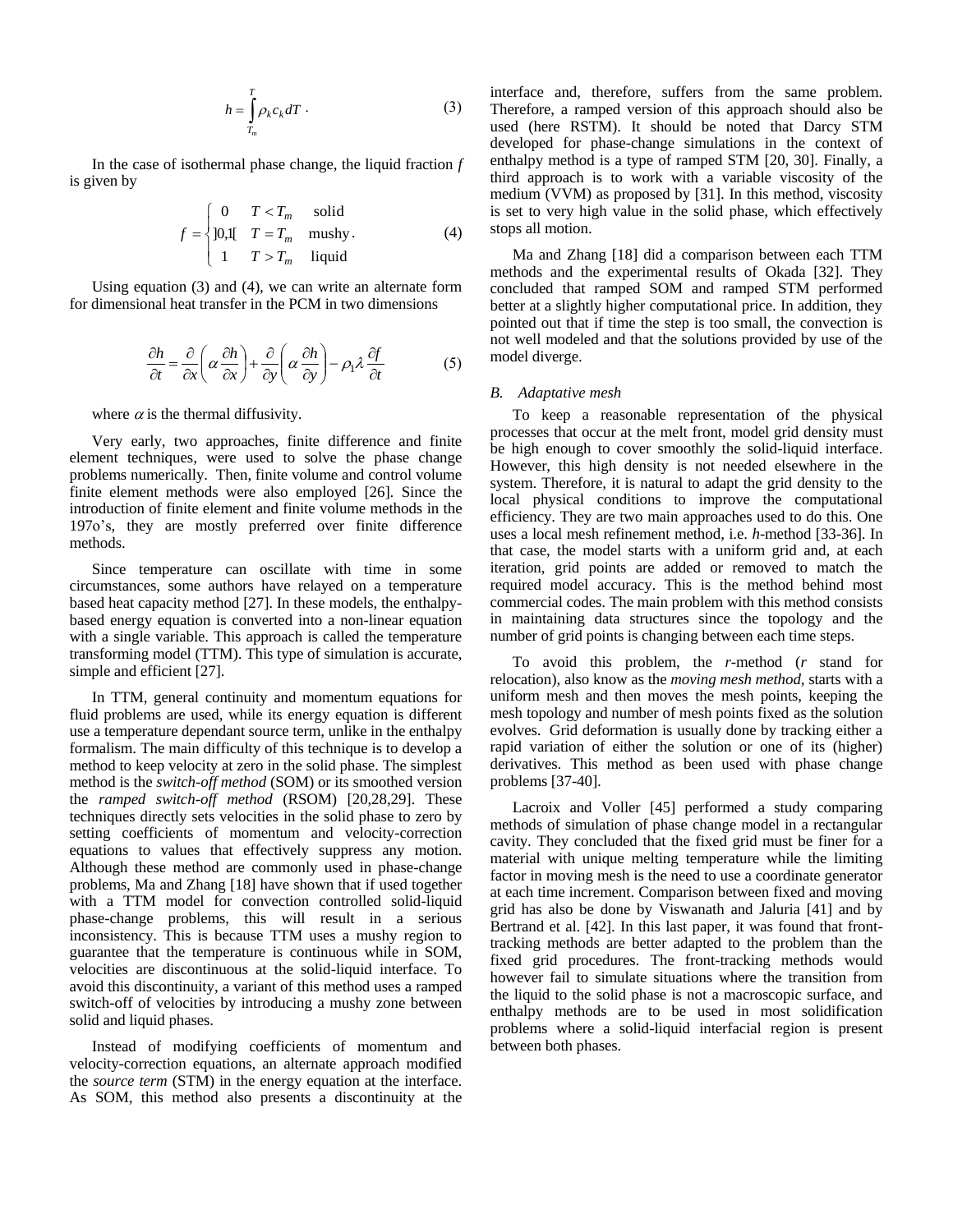$$h = \int_{T_m}^{T} \rho_k c_k dT \ . \tag{3}$$

In the case of isothermal phase change, the liquid fraction $f$ is given by

$$f = \begin{cases} 0 & T < T_m \quad \text{solid} \\ ]0,1[ & T = T_m \quad \text{mushy} \\ 1 & T > T_m \quad \text{liquid} \end{cases}. \tag{4}$$

Using equation (3) and (4), we can write an alternate form for dimensional heat transfer in the PCM in two dimensions

$$\frac{\partial h}{\partial t} = \frac{\partial}{\partial x}\left( \alpha \frac{\partial h}{\partial x} \right) + \frac{\partial}{\partial y}\left( \alpha \frac{\partial h}{\partial y} \right) - \rho_1 \lambda \frac{\partial f}{\partial t} \tag{5}$$

where $\alpha$ is the thermal diffusivity.

Very early, two approaches, finite difference and finite element techniques, were used to solve the phase change problems numerically. Then, finite volume and control volume finite element methods were also employed [26]. Since the introduction of finite element and finite volume methods in the 197o's, they are mostly preferred over finite difference methods.

Since temperature can oscillate with time in some circumstances, some authors have relayed on a temperature based heat capacity method [27]. In these models, the enthalpy-based energy equation is converted into a non-linear equation with a single variable. This approach is called the temperature transforming model (TTM). This type of simulation is accurate, simple and efficient [27].

In TTM, general continuity and momentum equations for fluid problems are used, while its energy equation is different use a temperature dependant source term, unlike in the enthalpy formalism. The main difficulty of this technique is to develop a method to keep velocity at zero in the solid phase. The simplest method is the *switch-off method* (SOM) or its smoothed version the *ramped switch-off method* (RSOM) [20,28,29]. These techniques directly sets velocities in the solid phase to zero by setting coefficients of momentum and velocity-correction equations to values that effectively suppress any motion. Although these method are commonly used in phase-change problems, Ma and Zhang [18] have shown that if used together with a TTM model for convection controlled solid-liquid phase-change problems, this will result in a serious inconsistency. This is because TTM uses a mushy region to guarantee that the temperature is continuous while in SOM, velocities are discontinuous at the solid-liquid interface. To avoid this discontinuity, a variant of this method uses a ramped switch-off of velocities by introducing a mushy zone between solid and liquid phases.

Instead of modifying coefficients of momentum and velocity-correction equations, an alternate approach modified the *source term* (STM) in the energy equation at the interface. As SOM, this method also presents a discontinuity at the interface and, therefore, suffers from the same problem. Therefore, a ramped version of this approach should also be used (here RSTM). It should be noted that Darcy STM developed for phase-change simulations in the context of enthalpy method is a type of ramped STM [20, 30]. Finally, a third approach is to work with a variable viscosity of the medium (VVM) as proposed by [31]. In this method, viscosity is set to very high value in the solid phase, which effectively stops all motion.

Ma and Zhang [18] did a comparison between each TTM methods and the experimental results of Okada [32]. They concluded that ramped SOM and ramped STM performed better at a slightly higher computational price. In addition, they pointed out that if time the step is too small, the convection is not well modeled and that the solutions provided by use of the model diverge.

### B. Adaptative mesh

To keep a reasonable representation of the physical processes that occur at the melt front, model grid density must be high enough to cover smoothly the solid-liquid interface. However, this high density is not needed elsewhere in the system. Therefore, it is natural to adapt the grid density to the local physical conditions to improve the computational efficiency. They are two main approaches used to do this. One uses a local mesh refinement method, i.e. *h*-method [33-36]. In that case, the model starts with a uniform grid and, at each iteration, grid points are added or removed to match the required model accuracy. This is the method behind most commercial codes. The main problem with this method consists in maintaining data structures since the topology and the number of grid points is changing between each time steps.

To avoid this problem, the *r*-method (*r* stand for relocation), also know as the *moving mesh method*, starts with a uniform mesh and then moves the mesh points, keeping the mesh topology and number of mesh points fixed as the solution evolves. Grid deformation is usually done by tracking either a rapid variation of either the solution or one of its (higher) derivatives. This method as been used with phase change problems [37-40].

Lacroix and Voller [45] performed a study comparing methods of simulation of phase change model in a rectangular cavity. They concluded that the fixed grid must be finer for a material with unique melting temperature while the limiting factor in moving mesh is the need to use a coordinate generator at each time increment. Comparison between fixed and moving grid has also be done by Viswanath and Jaluria [41] and by Bertrand et al. [42]. In this last paper, it was found that front-tracking methods are better adapted to the problem than the fixed grid procedures. The front-tracking methods would however fail to simulate situations where the transition from the liquid to the solid phase is not a macroscopic surface, and enthalpy methods are to be used in most solidification problems where a solid-liquid interfacial region is present between both phases.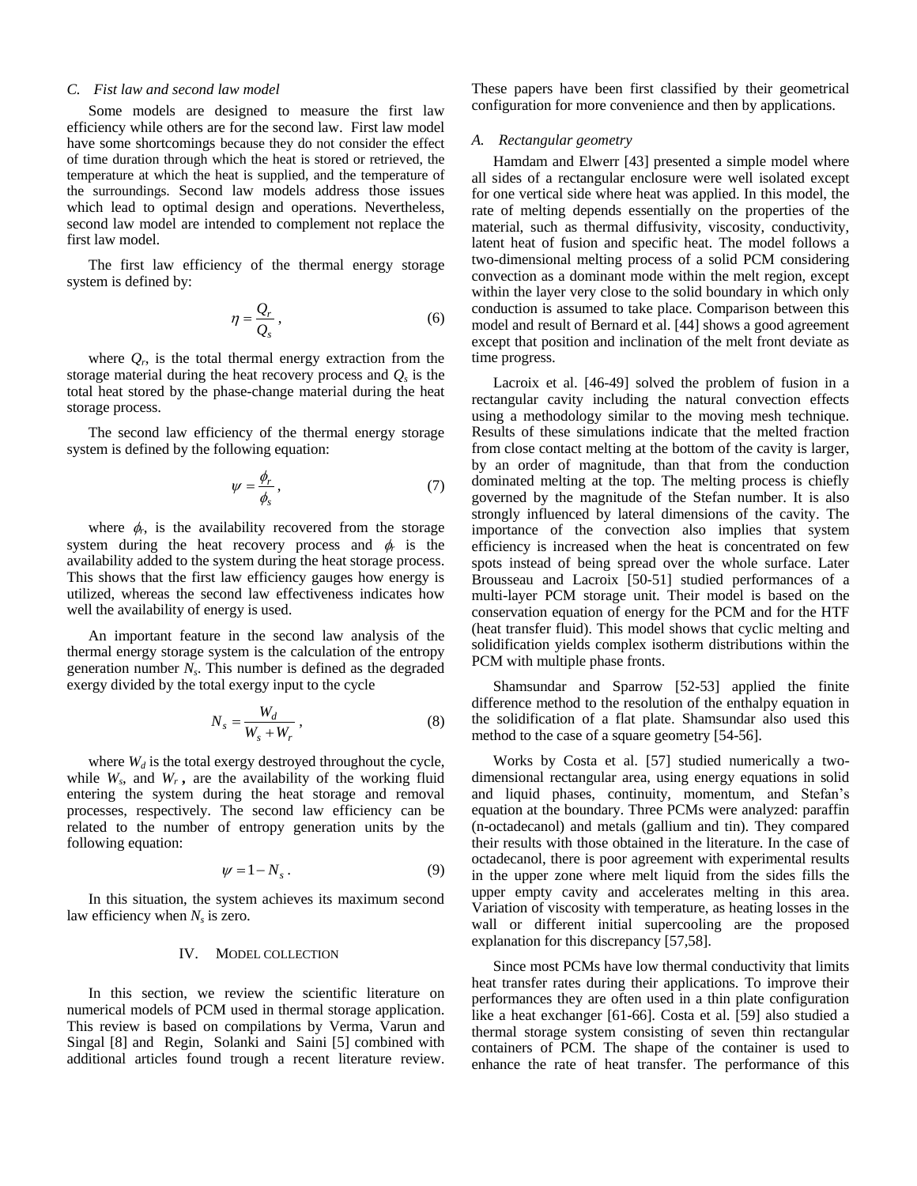### C. Fist law and second law model

Some models are designed to measure the first law efficiency while others are for the second law. First law model have some shortcomings because they do not consider the effect of time duration through which the heat is stored or retrieved, the temperature at which the heat is supplied, and the temperature of the surroundings. Second law models address those issues which lead to optimal design and operations. Nevertheless, second law model are intended to complement not replace the first law model.

The first law efficiency of the thermal energy storage system is defined by:

$$\eta = \frac{Q_r}{Q_s}\,, \tag{6}$$

where $Q_r$, is the total thermal energy extraction from the storage material during the heat recovery process and $Q_s$ is the total heat stored by the phase-change material during the heat storage process.

The second law efficiency of the thermal energy storage system is defined by the following equation:

$$\psi = \frac{\phi_r}{\phi_s}\,, \tag{7}$$

where $\phi_r$, is the availability recovered from the storage system during the heat recovery process and $\phi_r$ is the availability added to the system during the heat storage process. This shows that the first law efficiency gauges how energy is utilized, whereas the second law effectiveness indicates how well the availability of energy is used.

An important feature in the second law analysis of the thermal energy storage system is the calculation of the entropy generation number $N_s$. This number is defined as the degraded exergy divided by the total exergy input to the cycle

$$N_s = \frac{W_d}{W_s + W_r}\,, \tag{8}$$

where $W_d$ is the total exergy destroyed throughout the cycle, while $W_s$, and $W_r$**,** are the availability of the working fluid entering the system during the heat storage and removal processes, respectively. The second law efficiency can be related to the number of entropy generation units by the following equation:

$$\psi = 1 - N_s\,. \tag{9}$$

In this situation, the system achieves its maximum second law efficiency when $N_s$ is zero.

## IV. Model collection

In this section, we review the scientific literature on numerical models of PCM used in thermal storage application. This review is based on compilations by Verma, Varun and Singal [8] and Regin, Solanki and Saini [5] combined with additional articles found trough a recent literature review. These papers have been first classified by their geometrical configuration for more convenience and then by applications.

### A. Rectangular geometry

Hamdam and Elwerr [43] presented a simple model where all sides of a rectangular enclosure were well isolated except for one vertical side where heat was applied. In this model, the rate of melting depends essentially on the properties of the material, such as thermal diffusivity, viscosity, conductivity, latent heat of fusion and specific heat. The model follows a two-dimensional melting process of a solid PCM considering convection as a dominant mode within the melt region, except within the layer very close to the solid boundary in which only conduction is assumed to take place. Comparison between this model and result of Bernard et al. [44] shows a good agreement except that position and inclination of the melt front deviate as time progress.

Lacroix et al. [46-49] solved the problem of fusion in a rectangular cavity including the natural convection effects using a methodology similar to the moving mesh technique. Results of these simulations indicate that the melted fraction from close contact melting at the bottom of the cavity is larger, by an order of magnitude, than that from the conduction dominated melting at the top. The melting process is chiefly governed by the magnitude of the Stefan number. It is also strongly influenced by lateral dimensions of the cavity. The importance of the convection also implies that system efficiency is increased when the heat is concentrated on few spots instead of being spread over the whole surface. Later Brousseau and Lacroix [50-51] studied performances of a multi-layer PCM storage unit. Their model is based on the conservation equation of energy for the PCM and for the HTF (heat transfer fluid). This model shows that cyclic melting and solidification yields complex isotherm distributions within the PCM with multiple phase fronts.

Shamsundar and Sparrow [52-53] applied the finite difference method to the resolution of the enthalpy equation in the solidification of a flat plate. Shamsundar also used this method to the case of a square geometry [54-56].

Works by Costa et al. [57] studied numerically a two-dimensional rectangular area, using energy equations in solid and liquid phases, continuity, momentum, and Stefan's equation at the boundary. Three PCMs were analyzed: paraffin (n-octadecanol) and metals (gallium and tin). They compared their results with those obtained in the literature. In the case of octadecanol, there is poor agreement with experimental results in the upper zone where melt liquid from the sides fills the upper empty cavity and accelerates melting in this area. Variation of viscosity with temperature, as heating losses in the wall or different initial supercooling are the proposed explanation for this discrepancy [57,58].

Since most PCMs have low thermal conductivity that limits heat transfer rates during their applications. To improve their performances they are often used in a thin plate configuration like a heat exchanger [61-66]. Costa et al. [59] also studied a thermal storage system consisting of seven thin rectangular containers of PCM. The shape of the container is used to enhance the rate of heat transfer. The performance of this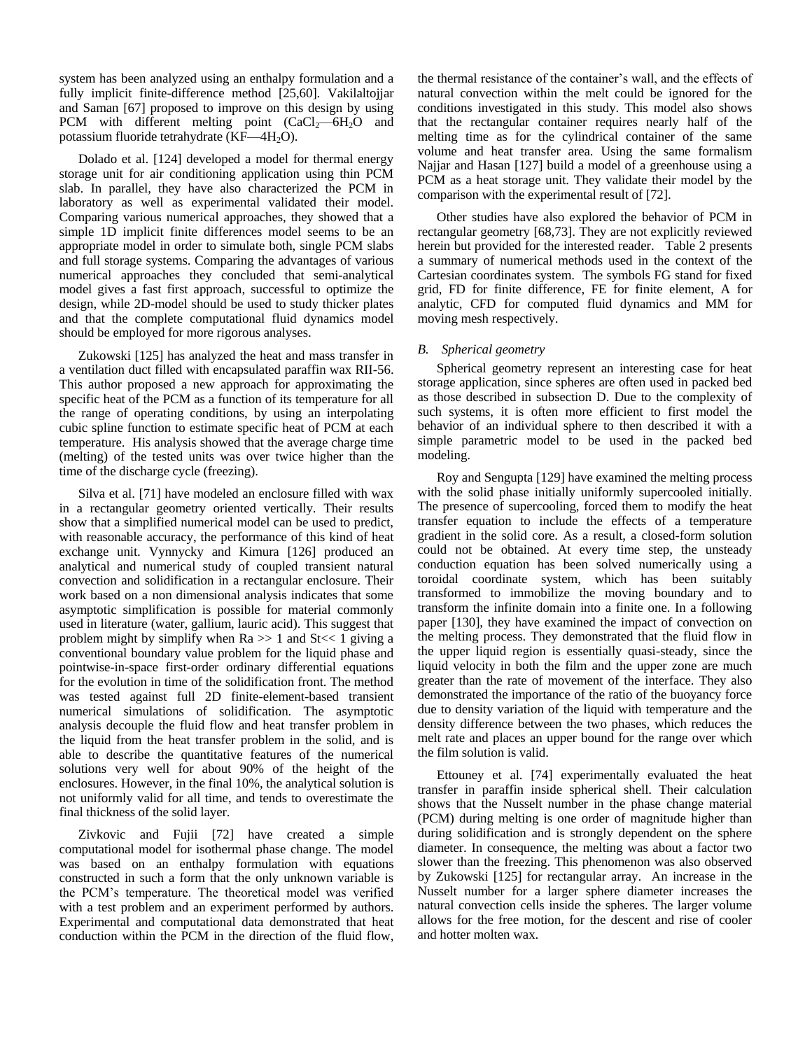system has been analyzed using an enthalpy formulation and a fully implicit finite-difference method [25,60]. Vakilaltojjar and Saman [67] proposed to improve on this design by using PCM with different melting point ($CaCl_2$—$6H_2O$ and potassium fluoride tetrahydrate (KF—$4H_2O$).

Dolado et al. [124] developed a model for thermal energy storage unit for air conditioning application using thin PCM slab. In parallel, they have also characterized the PCM in laboratory as well as experimental validated their model. Comparing various numerical approaches, they showed that a simple 1D implicit finite differences model seems to be an appropriate model in order to simulate both, single PCM slabs and full storage systems. Comparing the advantages of various numerical approaches they concluded that semi-analytical model gives a fast first approach, successful to optimize the design, while 2D-model should be used to study thicker plates and that the complete computational fluid dynamics model should be employed for more rigorous analyses.

Zukowski [125] has analyzed the heat and mass transfer in a ventilation duct filled with encapsulated paraffin wax RII-56. This author proposed a new approach for approximating the specific heat of the PCM as a function of its temperature for all the range of operating conditions, by using an interpolating cubic spline function to estimate specific heat of PCM at each temperature. His analysis showed that the average charge time (melting) of the tested units was over twice higher than the time of the discharge cycle (freezing).

Silva et al. [71] have modeled an enclosure filled with wax in a rectangular geometry oriented vertically. Their results show that a simplified numerical model can be used to predict, with reasonable accuracy, the performance of this kind of heat exchange unit. Vynnycky and Kimura [126] produced an analytical and numerical study of coupled transient natural convection and solidification in a rectangular enclosure. Their work based on a non dimensional analysis indicates that some asymptotic simplification is possible for material commonly used in literature (water, gallium, lauric acid). This suggest that problem might by simplify when Ra >> 1 and St<< 1 giving a conventional boundary value problem for the liquid phase and pointwise-in-space first-order ordinary differential equations for the evolution in time of the solidification front. The method was tested against full 2D finite-element-based transient numerical simulations of solidification. The asymptotic analysis decouple the fluid flow and heat transfer problem in the liquid from the heat transfer problem in the solid, and is able to describe the quantitative features of the numerical solutions very well for about 90% of the height of the enclosures. However, in the final 10%, the analytical solution is not uniformly valid for all time, and tends to overestimate the final thickness of the solid layer.

Zivkovic and Fujii [72] have created a simple computational model for isothermal phase change. The model was based on an enthalpy formulation with equations constructed in such a form that the only unknown variable is the PCM's temperature. The theoretical model was verified with a test problem and an experiment performed by authors. Experimental and computational data demonstrated that heat conduction within the PCM in the direction of the fluid flow, the thermal resistance of the container's wall, and the effects of natural convection within the melt could be ignored for the conditions investigated in this study. This model also shows that the rectangular container requires nearly half of the melting time as for the cylindrical container of the same volume and heat transfer area. Using the same formalism Najjar and Hasan [127] build a model of a greenhouse using a PCM as a heat storage unit. They validate their model by the comparison with the experimental result of [72].

Other studies have also explored the behavior of PCM in rectangular geometry [68,73]. They are not explicitly reviewed herein but provided for the interested reader. Table 2 presents a summary of numerical methods used in the context of the Cartesian coordinates system. The symbols FG stand for fixed grid, FD for finite difference, FE for finite element, A for analytic, CFD for computed fluid dynamics and MM for moving mesh respectively.

### *B. Spherical geometry*

Spherical geometry represent an interesting case for heat storage application, since spheres are often used in packed bed as those described in subsection D. Due to the complexity of such systems, it is often more efficient to first model the behavior of an individual sphere to then described it with a simple parametric model to be used in the packed bed modeling.

Roy and Sengupta [129] have examined the melting process with the solid phase initially uniformly supercooled initially. The presence of supercooling, forced them to modify the heat transfer equation to include the effects of a temperature gradient in the solid core. As a result, a closed-form solution could not be obtained. At every time step, the unsteady conduction equation has been solved numerically using a toroidal coordinate system, which has been suitably transformed to immobilize the moving boundary and to transform the infinite domain into a finite one. In a following paper [130], they have examined the impact of convection on the melting process. They demonstrated that the fluid flow in the upper liquid region is essentially quasi-steady, since the liquid velocity in both the film and the upper zone are much greater than the rate of movement of the interface. They also demonstrated the importance of the ratio of the buoyancy force due to density variation of the liquid with temperature and the density difference between the two phases, which reduces the melt rate and places an upper bound for the range over which the film solution is valid.

Ettouney et al. [74] experimentally evaluated the heat transfer in paraffin inside spherical shell. Their calculation shows that the Nusselt number in the phase change material (PCM) during melting is one order of magnitude higher than during solidification and is strongly dependent on the sphere diameter. In consequence, the melting was about a factor two slower than the freezing. This phenomenon was also observed by Zukowski [125] for rectangular array. An increase in the Nusselt number for a larger sphere diameter increases the natural convection cells inside the spheres. The larger volume allows for the free motion, for the descent and rise of cooler and hotter molten wax.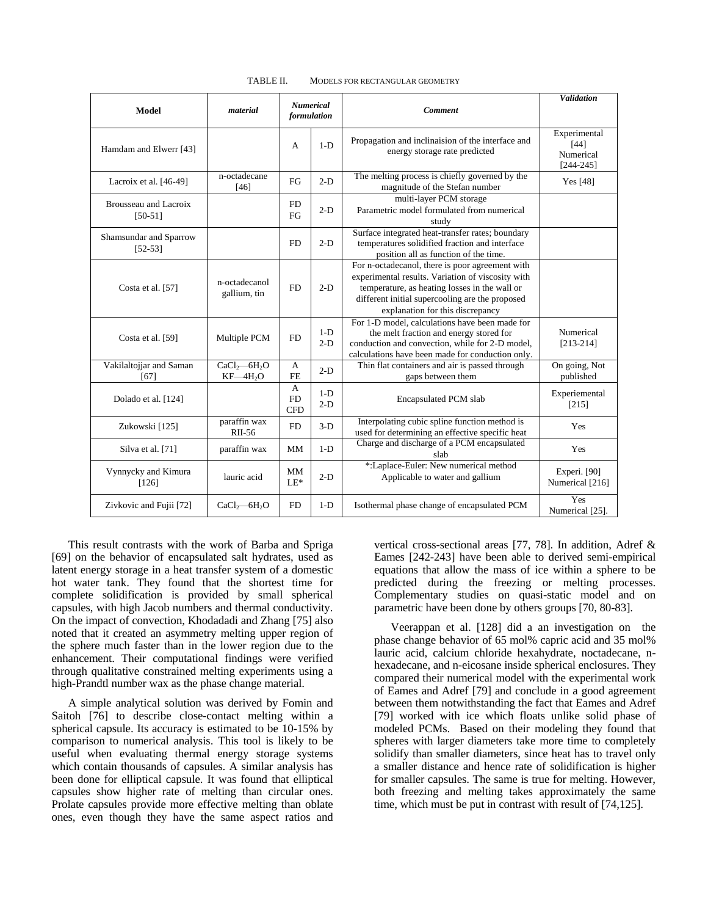TABLE II. MODELS FOR RECTANGULAR GEOMETRY

| Model | material | Numerical formulation | | Comment | Validation |
|---|---|---|---|---|---|
| Hamdam and Elwerr [43] | | A | 1-D | Propagation and inclinaison of the interface and energy storage rate predicted | Experimental [44] Numerical [244-245] |
| Lacroix et al. [46-49] | n-octadecane [46] | FG | 2-D | The melting process is chiefly governed by the magnitude of the Stefan number | Yes [48] |
| Brousseau and Lacroix [50-51] | | FD FG | 2-D | multi-layer PCM storage Parametric model formulated from numerical study | |
| Shamsundar and Sparrow [52-53] | | FD | 2-D | Surface integrated heat-transfer rates; boundary temperatures solidified fraction and interface position all as function of the time. | |
| Costa et al. [57] | n-octadecanol gallium, tin | FD | 2-D | For n-octadecanol, there is poor agreement with experimental results. Variation of viscosity with temperature, as heating losses in the wall or different initial supercooling are the proposed explanation for this discrepancy | |
| Costa et al. [59] | Multiple PCM | FD | 1-D 2-D | For 1-D model, calculations have been made for the melt fraction and energy stored for conduction and convection, while for 2-D model, calculations have been made for conduction only. | Numerical [213-214] |
| Vakilaltojjar and Saman [67] | $CaCl_2$—$6H_2O$ KF—$4H_2O$ | A FE | 2-D | Thin flat containers and air is passed through gaps between them | On going, Not published |
| Dolado et al. [124] | | A FD CFD | 1-D 2-D | Encapsulated PCM slab | Experiemental [215] |
| Zukowski [125] | paraffin wax RII-56 | FD | 3-D | Interpolating cubic spline function method is used for determining an effective specific heat | Yes |
| Silva et al. [71] | paraffin wax | MM | 1-D | Charge and discharge of a PCM encapsulated slab | Yes |
| Vynnycky and Kimura [126] | lauric acid | MM LE* | 2-D | *:Laplace-Euler: New numerical method Applicable to water and gallium | Experi. [90] Numerical [216] |
| Zivkovic and Fujii [72] | $CaCl_2$—$6H_2O$ | FD | 1-D | Isothermal phase change of encapsulated PCM | Yes Numerical [25]. |

This result contrasts with the work of Barba and Spriga [69] on the behavior of encapsulated salt hydrates, used as latent energy storage in a heat transfer system of a domestic hot water tank. They found that the shortest time for complete solidification is provided by small spherical capsules, with high Jacob numbers and thermal conductivity. On the impact of convection, Khodadadi and Zhang [75] also noted that it created an asymmetry melting upper region of the sphere much faster than in the lower region due to the enhancement. Their computational findings were verified through qualitative constrained melting experiments using a high-Prandtl number wax as the phase change material.

A simple analytical solution was derived by Fomin and Saitoh [76] to describe close-contact melting within a spherical capsule. Its accuracy is estimated to be 10-15% by comparison to numerical analysis. This tool is likely to be useful when evaluating thermal energy storage systems which contain thousands of capsules. A similar analysis has been done for elliptical capsule. It was found that elliptical capsules show higher rate of melting than circular ones. Prolate capsules provide more effective melting than oblate ones, even though they have the same aspect ratios and vertical cross-sectional areas [77, 78]. In addition, Adref & Eames [242-243] have been able to derived semi-empirical equations that allow the mass of ice within a sphere to be predicted during the freezing or melting processes. Complementary studies on quasi-static model and on parametric have been done by others groups [70, 80-83].

Veerappan et al. [128] did a an investigation on the phase change behavior of 65 mol% capric acid and 35 mol% lauric acid, calcium chloride hexahydrate, noctadecane, n-hexadecane, and n-eicosane inside spherical enclosures. They compared their numerical model with the experimental work of Eames and Adref [79] and conclude in a good agreement between them notwithstanding the fact that Eames and Adref [79] worked with ice which floats unlike solid phase of modeled PCMs. Based on their modeling they found that spheres with larger diameters take more time to completely solidify than smaller diameters, since heat has to travel only a smaller distance and hence rate of solidification is higher for smaller capsules. The same is true for melting. However, both freezing and melting takes approximately the same time, which must be put in contrast with result of [74,125].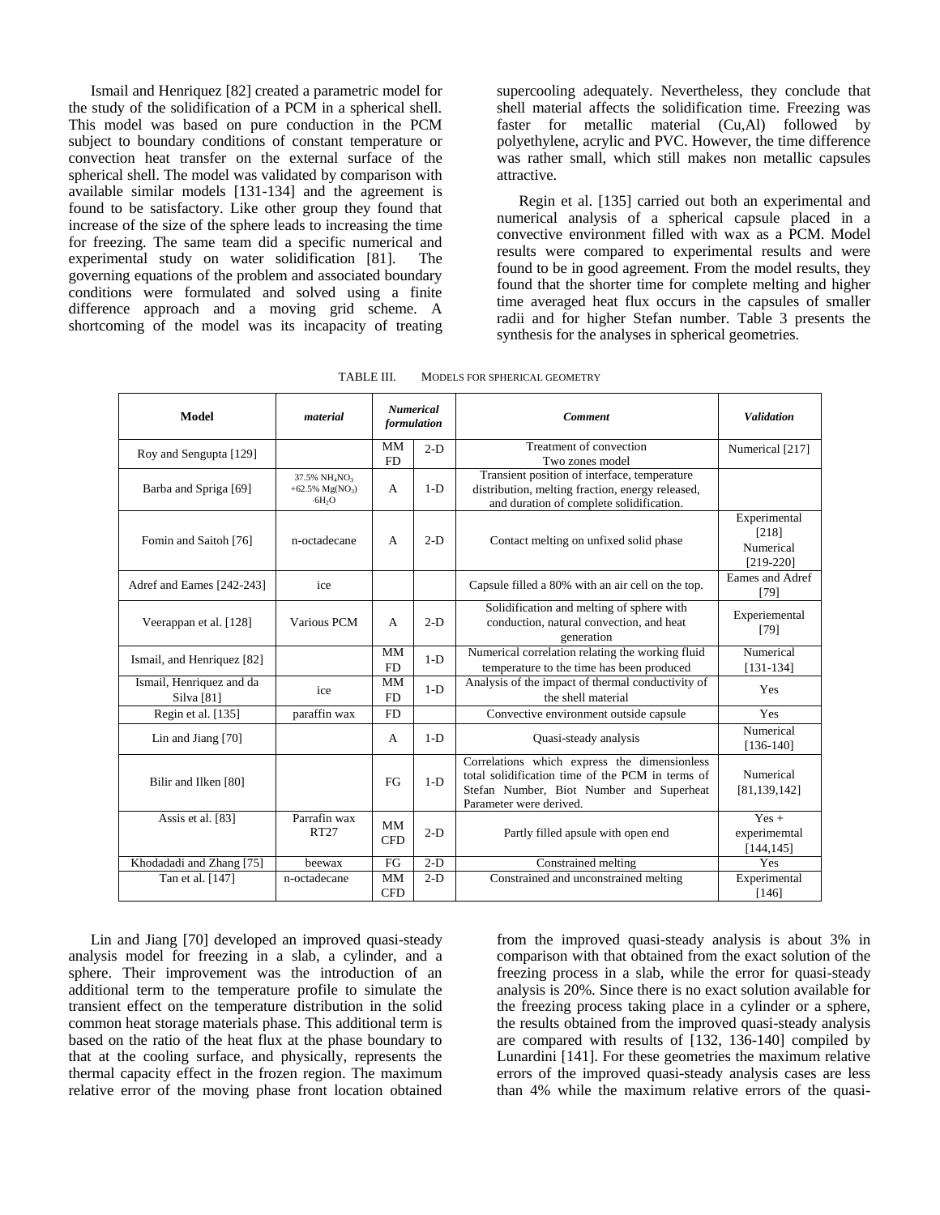Ismail and Henriquez [82] created a parametric model for the study of the solidification of a PCM in a spherical shell. This model was based on pure conduction in the PCM subject to boundary conditions of constant temperature or convection heat transfer on the external surface of the spherical shell. The model was validated by comparison with available similar models [131-134] and the agreement is found to be satisfactory. Like other group they found that increase of the size of the sphere leads to increasing the time for freezing. The same team did a specific numerical and experimental study on water solidification [81]. The governing equations of the problem and associated boundary conditions were formulated and solved using a finite difference approach and a moving grid scheme. A shortcoming of the model was its incapacity of treating supercooling adequately. Nevertheless, they conclude that shell material affects the solidification time. Freezing was faster for metallic material (Cu,Al) followed by polyethylene, acrylic and PVC. However, the time difference was rather small, which still makes non metallic capsules attractive.

Regin et al. [135] carried out both an experimental and numerical analysis of a spherical capsule placed in a convective environment filled with wax as a PCM. Model results were compared to experimental results and were found to be in good agreement. From the model results, they found that the shorter time for complete melting and higher time averaged heat flux occurs in the capsules of smaller radii and for higher Stefan number. Table 3 presents the synthesis for the analyses in spherical geometries.

TABLE III. MODELS FOR SPHERICAL GEOMETRY

| Model | *material* | *Numerical formulation* | | *Comment* | *Validation* |
|---|---|---|---|---|---|
| Roy and Sengupta [129] | | MM FD | 2-D | Treatment of convection Two zones model | Numerical [217] |
| Barba and Spriga [69] | 37.5% $NH_4NO_3$ +62.5% $Mg(NO_3)\cdot 6H_2O$ | A | 1-D | Transient position of interface, temperature distribution, melting fraction, energy released, and duration of complete solidification. | |
| Fomin and Saitoh [76] | n-octadecane | A | 2-D | Contact melting on unfixed solid phase | Experimental [218] Numerical [219-220] |
| Adref and Eames [242-243] | ice | | | Capsule filled a 80% with an air cell on the top. | Eames and Adref [79] |
| Veerappan et al. [128] | Various PCM | A | 2-D | Solidification and melting of sphere with conduction, natural convection, and heat generation | Experiemental [79] |
| Ismail, and Henriquez [82] | | MM FD | 1-D | Numerical correlation relating the working fluid temperature to the time has been produced | Numerical [131-134] |
| Ismail, Henriquez and da Silva [81] | ice | MM FD | 1-D | Analysis of the impact of thermal conductivity of the shell material | Yes |
| Regin et al. [135] | paraffin wax | FD | | Convective environment outside capsule | Yes |
| Lin and Jiang [70] | | A | 1-D | Quasi-steady analysis | Numerical [136-140] |
| Bilir and Ilken [80] | | FG | 1-D | Correlations which express the dimensionless total solidification time of the PCM in terms of Stefan Number, Biot Number and Superheat Parameter were derived. | Numerical [81,139,142] |
| Assis et al. [83] | Parrafin wax RT27 | MM CFD | 2-D | Partly filled apsule with open end | Yes + experimemtal [144,145] |
| Khodadadi and Zhang [75] | beewax | FG | 2-D | Constrained melting | Yes |
| Tan et al. [147] | n-octadecane | MM CFD | 2-D | Constrained and unconstrained melting | Experimental [146] |

Lin and Jiang [70] developed an improved quasi-steady analysis model for freezing in a slab, a cylinder, and a sphere. Their improvement was the introduction of an additional term to the temperature profile to simulate the transient effect on the temperature distribution in the solid common heat storage materials phase. This additional term is based on the ratio of the heat flux at the phase boundary to that at the cooling surface, and physically, represents the thermal capacity effect in the frozen region. The maximum relative error of the moving phase front location obtained from the improved quasi-steady analysis is about 3% in comparison with that obtained from the exact solution of the freezing process in a slab, while the error for quasi-steady analysis is 20%. Since there is no exact solution available for the freezing process taking place in a cylinder or a sphere, the results obtained from the improved quasi-steady analysis are compared with results of [132, 136-140] compiled by Lunardini [141]. For these geometries the maximum relative errors of the improved quasi-steady analysis cases are less than 4% while the maximum relative errors of the quasi-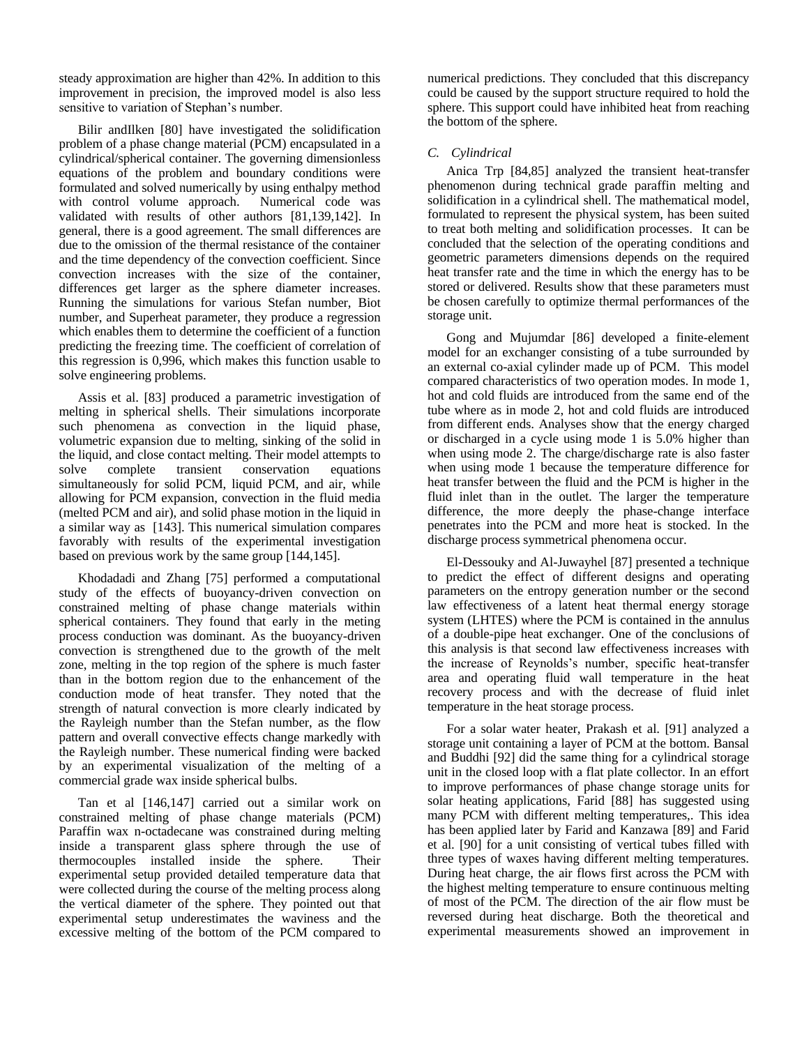steady approximation are higher than 42%. In addition to this improvement in precision, the improved model is also less sensitive to variation of Stephan's number.

Bilir andIlken [80] have investigated the solidification problem of a phase change material (PCM) encapsulated in a cylindrical/spherical container. The governing dimensionless equations of the problem and boundary conditions were formulated and solved numerically by using enthalpy method with control volume approach. Numerical code was validated with results of other authors [81,139,142]. In general, there is a good agreement. The small differences are due to the omission of the thermal resistance of the container and the time dependency of the convection coefficient. Since convection increases with the size of the container, differences get larger as the sphere diameter increases. Running the simulations for various Stefan number, Biot number, and Superheat parameter, they produce a regression which enables them to determine the coefficient of a function predicting the freezing time. The coefficient of correlation of this regression is 0,996, which makes this function usable to solve engineering problems.

Assis et al. [83] produced a parametric investigation of melting in spherical shells. Their simulations incorporate such phenomena as convection in the liquid phase, volumetric expansion due to melting, sinking of the solid in the liquid, and close contact melting. Their model attempts to solve complete transient conservation equations simultaneously for solid PCM, liquid PCM, and air, while allowing for PCM expansion, convection in the fluid media (melted PCM and air), and solid phase motion in the liquid in a similar way as [143]. This numerical simulation compares favorably with results of the experimental investigation based on previous work by the same group [144,145].

Khodadadi and Zhang [75] performed a computational study of the effects of buoyancy-driven convection on constrained melting of phase change materials within spherical containers. They found that early in the meting process conduction was dominant. As the buoyancy-driven convection is strengthened due to the growth of the melt zone, melting in the top region of the sphere is much faster than in the bottom region due to the enhancement of the conduction mode of heat transfer. They noted that the strength of natural convection is more clearly indicated by the Rayleigh number than the Stefan number, as the flow pattern and overall convective effects change markedly with the Rayleigh number. These numerical finding were backed by an experimental visualization of the melting of a commercial grade wax inside spherical bulbs.

Tan et al [146,147] carried out a similar work on constrained melting of phase change materials (PCM) Paraffin wax n-octadecane was constrained during melting inside a transparent glass sphere through the use of thermocouples installed inside the sphere. Their experimental setup provided detailed temperature data that were collected during the course of the melting process along the vertical diameter of the sphere. They pointed out that experimental setup underestimates the waviness and the excessive melting of the bottom of the PCM compared to numerical predictions. They concluded that this discrepancy could be caused by the support structure required to hold the sphere. This support could have inhibited heat from reaching the bottom of the sphere.

### *C. Cylindrical*

Anica Trp [84,85] analyzed the transient heat-transfer phenomenon during technical grade paraffin melting and solidification in a cylindrical shell. The mathematical model, formulated to represent the physical system, has been suited to treat both melting and solidification processes. It can be concluded that the selection of the operating conditions and geometric parameters dimensions depends on the required heat transfer rate and the time in which the energy has to be stored or delivered. Results show that these parameters must be chosen carefully to optimize thermal performances of the storage unit.

Gong and Mujumdar [86] developed a finite-element model for an exchanger consisting of a tube surrounded by an external co-axial cylinder made up of PCM. This model compared characteristics of two operation modes. In mode 1, hot and cold fluids are introduced from the same end of the tube where as in mode 2, hot and cold fluids are introduced from different ends. Analyses show that the energy charged or discharged in a cycle using mode 1 is 5.0% higher than when using mode 2. The charge/discharge rate is also faster when using mode 1 because the temperature difference for heat transfer between the fluid and the PCM is higher in the fluid inlet than in the outlet. The larger the temperature difference, the more deeply the phase-change interface penetrates into the PCM and more heat is stocked. In the discharge process symmetrical phenomena occur.

El-Dessouky and Al-Juwayhel [87] presented a technique to predict the effect of different designs and operating parameters on the entropy generation number or the second law effectiveness of a latent heat thermal energy storage system (LHTES) where the PCM is contained in the annulus of a double-pipe heat exchanger. One of the conclusions of this analysis is that second law effectiveness increases with the increase of Reynolds's number, specific heat-transfer area and operating fluid wall temperature in the heat recovery process and with the decrease of fluid inlet temperature in the heat storage process.

For a solar water heater, Prakash et al. [91] analyzed a storage unit containing a layer of PCM at the bottom. Bansal and Buddhi [92] did the same thing for a cylindrical storage unit in the closed loop with a flat plate collector. In an effort to improve performances of phase change storage units for solar heating applications, Farid [88] has suggested using many PCM with different melting temperatures,. This idea has been applied later by Farid and Kanzawa [89] and Farid et al. [90] for a unit consisting of vertical tubes filled with three types of waxes having different melting temperatures. During heat charge, the air flows first across the PCM with the highest melting temperature to ensure continuous melting of most of the PCM. The direction of the air flow must be reversed during heat discharge. Both the theoretical and experimental measurements showed an improvement in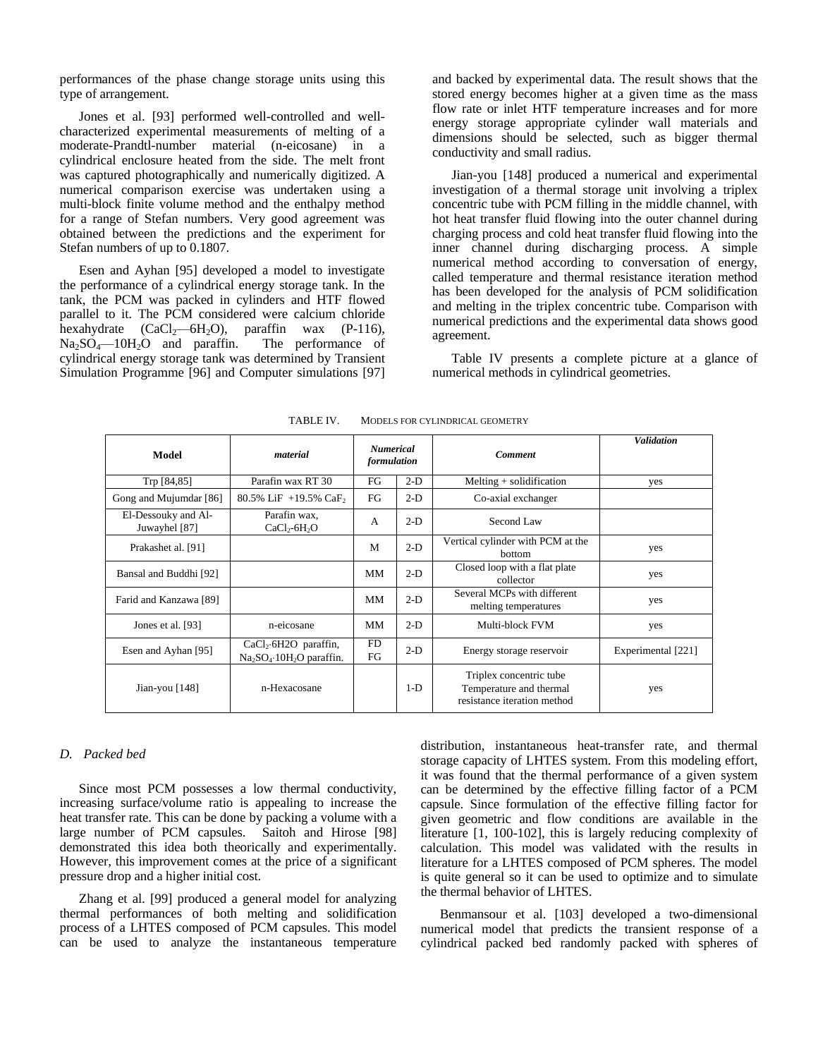performances of the phase change storage units using this type of arrangement.

Jones et al. [93] performed well-controlled and well-characterized experimental measurements of melting of a moderate-Prandtl-number material (n-eicosane) in a cylindrical enclosure heated from the side. The melt front was captured photographically and numerically digitized. A numerical comparison exercise was undertaken using a multi-block finite volume method and the enthalpy method for a range of Stefan numbers. Very good agreement was obtained between the predictions and the experiment for Stefan numbers of up to 0.1807.

Esen and Ayhan [95] developed a model to investigate the performance of a cylindrical energy storage tank. In the tank, the PCM was packed in cylinders and HTF flowed parallel to it. The PCM considered were calcium chloride hexahydrate ($CaCl_2$—$6H_2O$), paraffin wax (P-116), $Na_2SO_4$—$10H_2O$ and paraffin. The performance of cylindrical energy storage tank was determined by Transient Simulation Programme [96] and Computer simulations [97] and backed by experimental data. The result shows that the stored energy becomes higher at a given time as the mass flow rate or inlet HTF temperature increases and for more energy storage appropriate cylinder wall materials and dimensions should be selected, such as bigger thermal conductivity and small radius.

Jian-you [148] produced a numerical and experimental investigation of a thermal storage unit involving a triplex concentric tube with PCM filling in the middle channel, with hot heat transfer fluid flowing into the outer channel during charging process and cold heat transfer fluid flowing into the inner channel during discharging process. A simple numerical method according to conversation of energy, called temperature and thermal resistance iteration method has been developed for the analysis of PCM solidification and melting in the triplex concentric tube. Comparison with numerical predictions and the experimental data shows good agreement.

Table IV presents a complete picture at a glance of numerical methods in cylindrical geometries.

TABLE IV. MODELS FOR CYLINDRICAL GEOMETRY

| **Model** | ***material*** | ***Numerical formulation*** | | ***Comment*** | ***Validation*** |
|---|---|---|---|---|---|
| Trp [84,85] | Parafin wax RT 30 | FG | 2-D | Melting + solidification | yes |
| Gong and Mujumdar [86] | 80.5% LiF +19.5% $CaF_2$ | FG | 2-D | Co-axial exchanger | |
| El-Dessouky and Al-Juwayhel [87] | Parafin wax, $CaCl_2$-$6H_2O$ | A | 2-D | Second Law | |
| Prakashet al. [91] | | M | 2-D | Vertical cylinder with PCM at the bottom | yes |
| Bansal and Buddhi [92] | | MM | 2-D | Closed loop with a flat plate collector | yes |
| Farid and Kanzawa [89] | | MM | 2-D | Several MCPs with different melting temperatures | yes |
| Jones et al. [93] | n-eicosane | MM | 2-D | Multi-block FVM | yes |
| Esen and Ayhan [95] | $CaCl_2$·6H2O paraffin, $Na_2SO_4$·$10H_2O$ paraffin. | FD FG | 2-D | Energy storage reservoir | Experimental [221] |
| Jian-you [148] | n-Hexacosane | | 1-D | Triplex concentric tube Temperature and thermal resistance iteration method | yes |

### D. Packed bed

Since most PCM possesses a low thermal conductivity, increasing surface/volume ratio is appealing to increase the heat transfer rate. This can be done by packing a volume with a large number of PCM capsules. Saitoh and Hirose [98] demonstrated this idea both theorically and experimentally. However, this improvement comes at the price of a significant pressure drop and a higher initial cost.

Zhang et al. [99] produced a general model for analyzing thermal performances of both melting and solidification process of a LHTES composed of PCM capsules. This model can be used to analyze the instantaneous temperature distribution, instantaneous heat-transfer rate, and thermal storage capacity of LHTES system. From this modeling effort, it was found that the thermal performance of a given system can be determined by the effective filling factor of a PCM capsule. Since formulation of the effective filling factor for given geometric and flow conditions are available in the literature [1, 100-102], this is largely reducing complexity of calculation. This model was validated with the results in literature for a LHTES composed of PCM spheres. The model is quite general so it can be used to optimize and to simulate the thermal behavior of LHTES.

Benmansour et al. [103] developed a two-dimensional numerical model that predicts the transient response of a cylindrical packed bed randomly packed with spheres of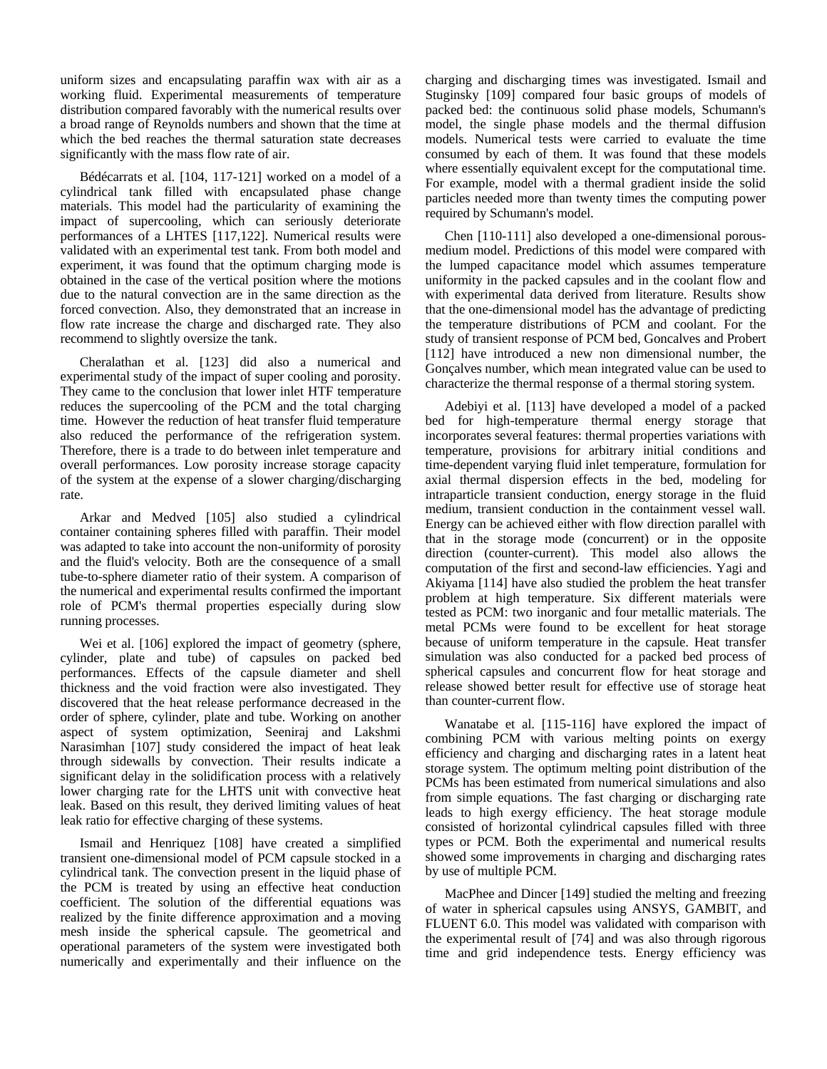uniform sizes and encapsulating paraffin wax with air as a working fluid. Experimental measurements of temperature distribution compared favorably with the numerical results over a broad range of Reynolds numbers and shown that the time at which the bed reaches the thermal saturation state decreases significantly with the mass flow rate of air.

Bédécarrats et al. [104, 117-121] worked on a model of a cylindrical tank filled with encapsulated phase change materials. This model had the particularity of examining the impact of supercooling, which can seriously deteriorate performances of a LHTES [117,122]. Numerical results were validated with an experimental test tank. From both model and experiment, it was found that the optimum charging mode is obtained in the case of the vertical position where the motions due to the natural convection are in the same direction as the forced convection. Also, they demonstrated that an increase in flow rate increase the charge and discharged rate. They also recommend to slightly oversize the tank.

Cheralathan et al. [123] did also a numerical and experimental study of the impact of super cooling and porosity. They came to the conclusion that lower inlet HTF temperature reduces the supercooling of the PCM and the total charging time. However the reduction of heat transfer fluid temperature also reduced the performance of the refrigeration system. Therefore, there is a trade to do between inlet temperature and overall performances. Low porosity increase storage capacity of the system at the expense of a slower charging/discharging rate.

Arkar and Medved [105] also studied a cylindrical container containing spheres filled with paraffin. Their model was adapted to take into account the non-uniformity of porosity and the fluid's velocity. Both are the consequence of a small tube-to-sphere diameter ratio of their system. A comparison of the numerical and experimental results confirmed the important role of PCM's thermal properties especially during slow running processes.

Wei et al. [106] explored the impact of geometry (sphere, cylinder, plate and tube) of capsules on packed bed performances. Effects of the capsule diameter and shell thickness and the void fraction were also investigated. They discovered that the heat release performance decreased in the order of sphere, cylinder, plate and tube. Working on another aspect of system optimization, Seeniraj and Lakshmi Narasimhan [107] study considered the impact of heat leak through sidewalls by convection. Their results indicate a significant delay in the solidification process with a relatively lower charging rate for the LHTS unit with convective heat leak. Based on this result, they derived limiting values of heat leak ratio for effective charging of these systems.

Ismail and Henriquez [108] have created a simplified transient one-dimensional model of PCM capsule stocked in a cylindrical tank. The convection present in the liquid phase of the PCM is treated by using an effective heat conduction coefficient. The solution of the differential equations was realized by the finite difference approximation and a moving mesh inside the spherical capsule. The geometrical and operational parameters of the system were investigated both numerically and experimentally and their influence on the charging and discharging times was investigated. Ismail and Stuginsky [109] compared four basic groups of models of packed bed: the continuous solid phase models, Schumann's model, the single phase models and the thermal diffusion models. Numerical tests were carried to evaluate the time consumed by each of them. It was found that these models where essentially equivalent except for the computational time. For example, model with a thermal gradient inside the solid particles needed more than twenty times the computing power required by Schumann's model.

Chen [110-111] also developed a one-dimensional porous-medium model. Predictions of this model were compared with the lumped capacitance model which assumes temperature uniformity in the packed capsules and in the coolant flow and with experimental data derived from literature. Results show that the one-dimensional model has the advantage of predicting the temperature distributions of PCM and coolant. For the study of transient response of PCM bed, Goncalves and Probert [112] have introduced a new non dimensional number, the Gonçalves number, which mean integrated value can be used to characterize the thermal response of a thermal storing system.

Adebiyi et al. [113] have developed a model of a packed bed for high-temperature thermal energy storage that incorporates several features: thermal properties variations with temperature, provisions for arbitrary initial conditions and time-dependent varying fluid inlet temperature, formulation for axial thermal dispersion effects in the bed, modeling for intraparticle transient conduction, energy storage in the fluid medium, transient conduction in the containment vessel wall. Energy can be achieved either with flow direction parallel with that in the storage mode (concurrent) or in the opposite direction (counter-current). This model also allows the computation of the first and second-law efficiencies. Yagi and Akiyama [114] have also studied the problem the heat transfer problem at high temperature. Six different materials were tested as PCM: two inorganic and four metallic materials. The metal PCMs were found to be excellent for heat storage because of uniform temperature in the capsule. Heat transfer simulation was also conducted for a packed bed process of spherical capsules and concurrent flow for heat storage and release showed better result for effective use of storage heat than counter-current flow.

Wanatabe et al. [115-116] have explored the impact of combining PCM with various melting points on exergy efficiency and charging and discharging rates in a latent heat storage system. The optimum melting point distribution of the PCMs has been estimated from numerical simulations and also from simple equations. The fast charging or discharging rate leads to high exergy efficiency. The heat storage module consisted of horizontal cylindrical capsules filled with three types or PCM. Both the experimental and numerical results showed some improvements in charging and discharging rates by use of multiple PCM.

MacPhee and Dincer [149] studied the melting and freezing of water in spherical capsules using ANSYS, GAMBIT, and FLUENT 6.0. This model was validated with comparison with the experimental result of [74] and was also through rigorous time and grid independence tests. Energy efficiency was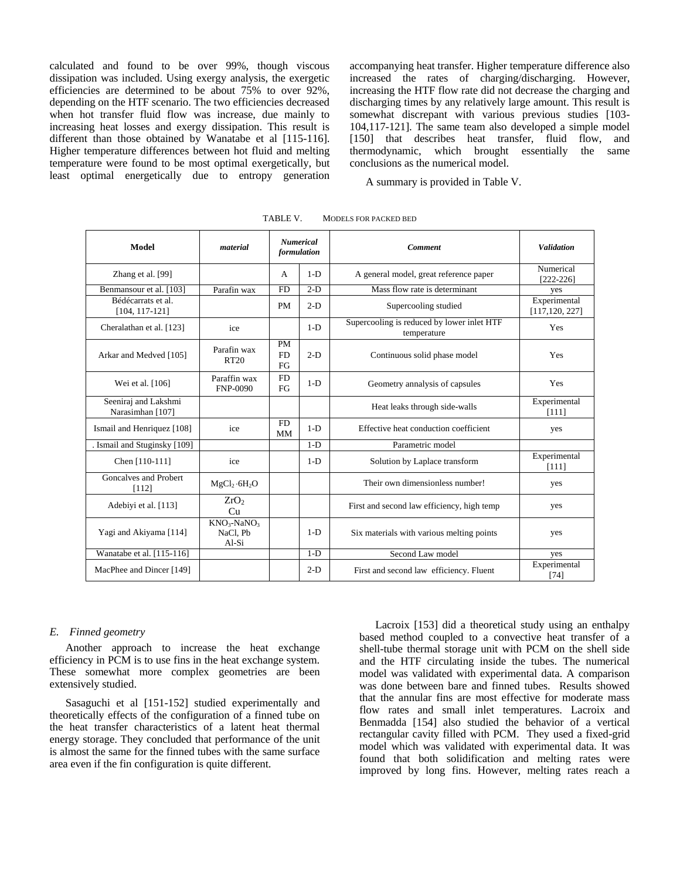calculated and found to be over 99%, though viscous dissipation was included. Using exergy analysis, the exergetic efficiencies are determined to be about 75% to over 92%, depending on the HTF scenario. The two efficiencies decreased when hot transfer fluid flow was increase, due mainly to increasing heat losses and exergy dissipation. This result is different than those obtained by Wanatabe et al [115-116]. Higher temperature differences between hot fluid and melting temperature were found to be most optimal exergetically, but least optimal energetically due to entropy generation accompanying heat transfer. Higher temperature difference also increased the rates of charging/discharging. However, increasing the HTF flow rate did not decrease the charging and discharging times by any relatively large amount. This result is somewhat discrepant with various previous studies [103-104,117-121]. The same team also developed a simple model [150] that describes heat transfer, fluid flow, and thermodynamic, which brought essentially the same conclusions as the numerical model.

A summary is provided in Table V.

TABLE V. MODELS FOR PACKED BED

| Model | *material* | *Numerical formulation* | | *Comment* | *Validation* |
|---|---|---|---|---|---|
| Zhang et al. [99] | | A | 1-D | A general model, great reference paper | Numerical [222-226] |
| Benmansour et al. [103] | Parafin wax | FD | 2-D | Mass flow rate is determinant | yes |
| Bédécarrats et al. [104, 117-121] | | PM | 2-D | Supercooling studied | Experimental [117,120, 227] |
| Cheralathan et al. [123] | ice | | 1-D | Supercooling is reduced by lower inlet HTF temperature | Yes |
| Arkar and Medved [105] | Parafin wax RT20 | PM FD FG | 2-D | Continuous solid phase model | Yes |
| Wei et al. [106] | Paraffin wax FNP-0090 | FD FG | 1-D | Geometry annalysis of capsules | Yes |
| Seeniraj and Lakshmi Narasimhan [107] | | | | Heat leaks through side-walls | Experimental [111] |
| Ismail and Henriquez [108] | ice | FD MM | 1-D | Effective heat conduction coefficient | yes |
| . Ismail and Stuginsky [109] | | | 1-D | Parametric model | |
| Chen [110-111] | ice | | 1-D | Solution by Laplace transform | Experimental [111] |
| Goncalves and Probert [112] | $MgCl_2 \cdot 6H_2O$ | | | Their own dimensionless number! | yes |
| Adebiyi et al. [113] | $ZrO_2$ Cu | | | First and second law efficiency, high temp | yes |
| Yagi and Akiyama [114] | $KNO_3$-$NaNO_3$ NaCl, Pb Al-Si | | 1-D | Six materials with various melting points | yes |
| Wanatabe et al. [115-116] | | | 1-D | Second Law model | yes |
| MacPhee and Dincer [149] | | | 2-D | First and second law efficiency. Fluent | Experimental [74] |

### *E. Finned geometry*

Another approach to increase the heat exchange efficiency in PCM is to use fins in the heat exchange system. These somewhat more complex geometries are been extensively studied.

Sasaguchi et al [151-152] studied experimentally and theoretically effects of the configuration of a finned tube on the heat transfer characteristics of a latent heat thermal energy storage. They concluded that performance of the unit is almost the same for the finned tubes with the same surface area even if the fin configuration is quite different.

Lacroix [153] did a theoretical study using an enthalpy based method coupled to a convective heat transfer of a shell-tube thermal storage unit with PCM on the shell side and the HTF circulating inside the tubes. The numerical model was validated with experimental data. A comparison was done between bare and finned tubes. Results showed that the annular fins are most effective for moderate mass flow rates and small inlet temperatures. Lacroix and Benmadda [154] also studied the behavior of a vertical rectangular cavity filled with PCM. They used a fixed-grid model which was validated with experimental data. It was found that both solidification and melting rates were improved by long fins. However, melting rates reach a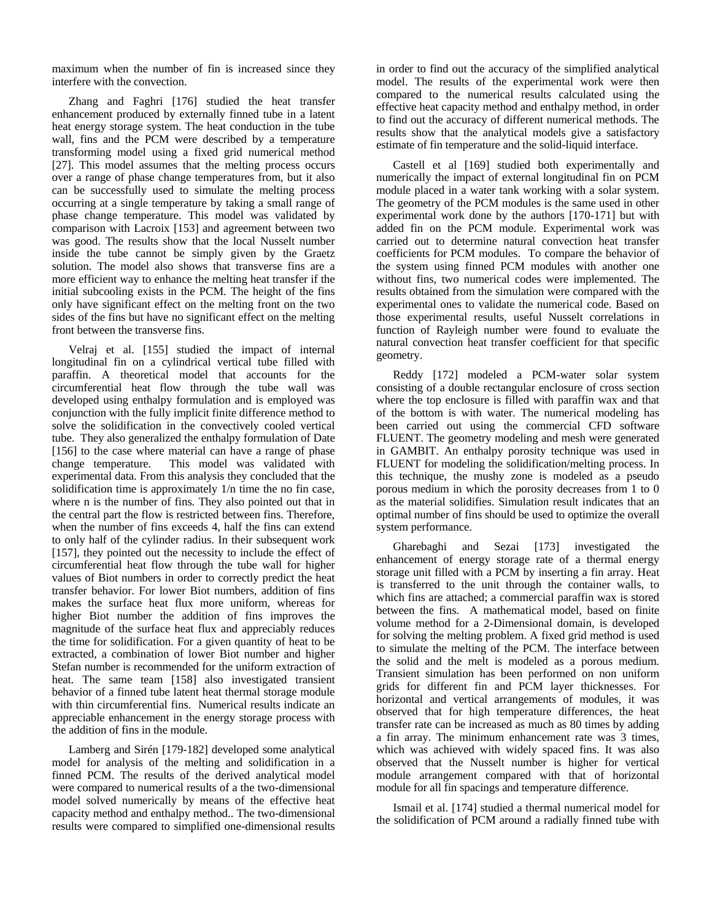maximum when the number of fin is increased since they interfere with the convection.

Zhang and Faghri [176] studied the heat transfer enhancement produced by externally finned tube in a latent heat energy storage system. The heat conduction in the tube wall, fins and the PCM were described by a temperature transforming model using a fixed grid numerical method [27]. This model assumes that the melting process occurs over a range of phase change temperatures from, but it also can be successfully used to simulate the melting process occurring at a single temperature by taking a small range of phase change temperature. This model was validated by comparison with Lacroix [153] and agreement between two was good. The results show that the local Nusselt number inside the tube cannot be simply given by the Graetz solution. The model also shows that transverse fins are a more efficient way to enhance the melting heat transfer if the initial subcooling exists in the PCM. The height of the fins only have significant effect on the melting front on the two sides of the fins but have no significant effect on the melting front between the transverse fins.

Velraj et al. [155] studied the impact of internal longitudinal fin on a cylindrical vertical tube filled with paraffin. A theoretical model that accounts for the circumferential heat flow through the tube wall was developed using enthalpy formulation and is employed was conjunction with the fully implicit finite difference method to solve the solidification in the convectively cooled vertical tube. They also generalized the enthalpy formulation of Date [156] to the case where material can have a range of phase change temperature. This model was validated with experimental data. From this analysis they concluded that the solidification time is approximately 1/n time the no fin case, where n is the number of fins. They also pointed out that in the central part the flow is restricted between fins. Therefore, when the number of fins exceeds 4, half the fins can extend to only half of the cylinder radius. In their subsequent work [157], they pointed out the necessity to include the effect of circumferential heat flow through the tube wall for higher values of Biot numbers in order to correctly predict the heat transfer behavior. For lower Biot numbers, addition of fins makes the surface heat flux more uniform, whereas for higher Biot number the addition of fins improves the magnitude of the surface heat flux and appreciably reduces the time for solidification. For a given quantity of heat to be extracted, a combination of lower Biot number and higher Stefan number is recommended for the uniform extraction of heat. The same team [158] also investigated transient behavior of a finned tube latent heat thermal storage module with thin circumferential fins. Numerical results indicate an appreciable enhancement in the energy storage process with the addition of fins in the module.

Lamberg and Sirén [179-182] developed some analytical model for analysis of the melting and solidification in a finned PCM. The results of the derived analytical model were compared to numerical results of a the two-dimensional model solved numerically by means of the effective heat capacity method and enthalpy method.. The two-dimensional results were compared to simplified one-dimensional results in order to find out the accuracy of the simplified analytical model. The results of the experimental work were then compared to the numerical results calculated using the effective heat capacity method and enthalpy method, in order to find out the accuracy of different numerical methods. The results show that the analytical models give a satisfactory estimate of fin temperature and the solid-liquid interface.

Castell et al [169] studied both experimentally and numerically the impact of external longitudinal fin on PCM module placed in a water tank working with a solar system. The geometry of the PCM modules is the same used in other experimental work done by the authors [170-171] but with added fin on the PCM module. Experimental work was carried out to determine natural convection heat transfer coefficients for PCM modules. To compare the behavior of the system using finned PCM modules with another one without fins, two numerical codes were implemented. The results obtained from the simulation were compared with the experimental ones to validate the numerical code. Based on those experimental results, useful Nusselt correlations in function of Rayleigh number were found to evaluate the natural convection heat transfer coefficient for that specific geometry.

Reddy [172] modeled a PCM-water solar system consisting of a double rectangular enclosure of cross section where the top enclosure is filled with paraffin wax and that of the bottom is with water. The numerical modeling has been carried out using the commercial CFD software FLUENT. The geometry modeling and mesh were generated in GAMBIT. An enthalpy porosity technique was used in FLUENT for modeling the solidification/melting process. In this technique, the mushy zone is modeled as a pseudo porous medium in which the porosity decreases from 1 to 0 as the material solidifies. Simulation result indicates that an optimal number of fins should be used to optimize the overall system performance.

Gharebaghi and Sezai [173] investigated the enhancement of energy storage rate of a thermal energy storage unit filled with a PCM by inserting a fin array. Heat is transferred to the unit through the container walls, to which fins are attached; a commercial paraffin wax is stored between the fins. A mathematical model, based on finite volume method for a 2-Dimensional domain, is developed for solving the melting problem. A fixed grid method is used to simulate the melting of the PCM. The interface between the solid and the melt is modeled as a porous medium. Transient simulation has been performed on non uniform grids for different fin and PCM layer thicknesses. For horizontal and vertical arrangements of modules, it was observed that for high temperature differences, the heat transfer rate can be increased as much as 80 times by adding a fin array. The minimum enhancement rate was 3 times, which was achieved with widely spaced fins. It was also observed that the Nusselt number is higher for vertical module arrangement compared with that of horizontal module for all fin spacings and temperature difference.

Ismail et al. [174] studied a thermal numerical model for the solidification of PCM around a radially finned tube with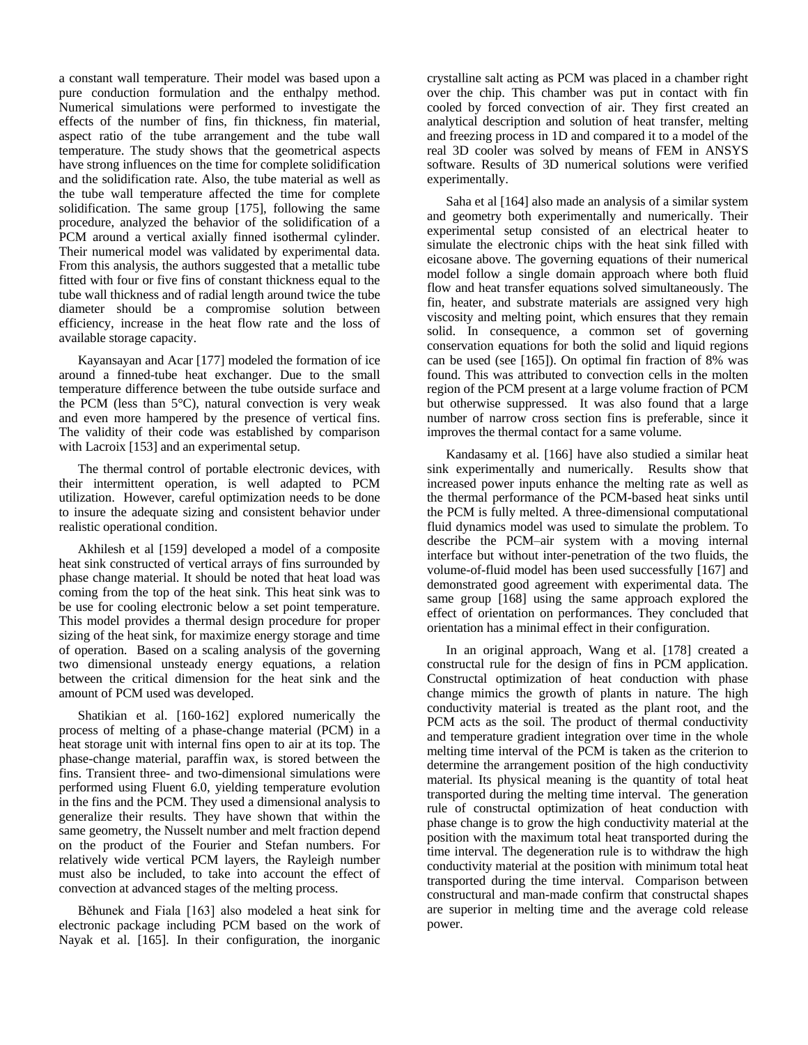a constant wall temperature. Their model was based upon a pure conduction formulation and the enthalpy method. Numerical simulations were performed to investigate the effects of the number of fins, fin thickness, fin material, aspect ratio of the tube arrangement and the tube wall temperature. The study shows that the geometrical aspects have strong influences on the time for complete solidification and the solidification rate. Also, the tube material as well as the tube wall temperature affected the time for complete solidification. The same group [175], following the same procedure, analyzed the behavior of the solidification of a PCM around a vertical axially finned isothermal cylinder. Their numerical model was validated by experimental data. From this analysis, the authors suggested that a metallic tube fitted with four or five fins of constant thickness equal to the tube wall thickness and of radial length around twice the tube diameter should be a compromise solution between efficiency, increase in the heat flow rate and the loss of available storage capacity.

Kayansayan and Acar [177] modeled the formation of ice around a finned-tube heat exchanger. Due to the small temperature difference between the tube outside surface and the PCM (less than 5°C), natural convection is very weak and even more hampered by the presence of vertical fins. The validity of their code was established by comparison with Lacroix [153] and an experimental setup.

The thermal control of portable electronic devices, with their intermittent operation, is well adapted to PCM utilization. However, careful optimization needs to be done to insure the adequate sizing and consistent behavior under realistic operational condition.

Akhilesh et al [159] developed a model of a composite heat sink constructed of vertical arrays of fins surrounded by phase change material. It should be noted that heat load was coming from the top of the heat sink. This heat sink was to be use for cooling electronic below a set point temperature. This model provides a thermal design procedure for proper sizing of the heat sink, for maximize energy storage and time of operation. Based on a scaling analysis of the governing two dimensional unsteady energy equations, a relation between the critical dimension for the heat sink and the amount of PCM used was developed.

Shatikian et al. [160-162] explored numerically the process of melting of a phase-change material (PCM) in a heat storage unit with internal fins open to air at its top. The phase-change material, paraffin wax, is stored between the fins. Transient three- and two-dimensional simulations were performed using Fluent 6.0, yielding temperature evolution in the fins and the PCM. They used a dimensional analysis to generalize their results. They have shown that within the same geometry, the Nusselt number and melt fraction depend on the product of the Fourier and Stefan numbers. For relatively wide vertical PCM layers, the Rayleigh number must also be included, to take into account the effect of convection at advanced stages of the melting process.

Běhunek and Fiala [163] also modeled a heat sink for electronic package including PCM based on the work of Nayak et al. [165]. In their configuration, the inorganic crystalline salt acting as PCM was placed in a chamber right over the chip. This chamber was put in contact with fin cooled by forced convection of air. They first created an analytical description and solution of heat transfer, melting and freezing process in 1D and compared it to a model of the real 3D cooler was solved by means of FEM in ANSYS software. Results of 3D numerical solutions were verified experimentally.

Saha et al [164] also made an analysis of a similar system and geometry both experimentally and numerically. Their experimental setup consisted of an electrical heater to simulate the electronic chips with the heat sink filled with eicosane above. The governing equations of their numerical model follow a single domain approach where both fluid flow and heat transfer equations solved simultaneously. The fin, heater, and substrate materials are assigned very high viscosity and melting point, which ensures that they remain solid. In consequence, a common set of governing conservation equations for both the solid and liquid regions can be used (see [165]). On optimal fin fraction of 8% was found. This was attributed to convection cells in the molten region of the PCM present at a large volume fraction of PCM but otherwise suppressed. It was also found that a large number of narrow cross section fins is preferable, since it improves the thermal contact for a same volume.

Kandasamy et al. [166] have also studied a similar heat sink experimentally and numerically. Results show that increased power inputs enhance the melting rate as well as the thermal performance of the PCM-based heat sinks until the PCM is fully melted. A three-dimensional computational fluid dynamics model was used to simulate the problem. To describe the PCM–air system with a moving internal interface but without inter-penetration of the two fluids, the volume-of-fluid model has been used successfully [167] and demonstrated good agreement with experimental data. The same group [168] using the same approach explored the effect of orientation on performances. They concluded that orientation has a minimal effect in their configuration.

In an original approach, Wang et al. [178] created a constructal rule for the design of fins in PCM application. Constructal optimization of heat conduction with phase change mimics the growth of plants in nature. The high conductivity material is treated as the plant root, and the PCM acts as the soil. The product of thermal conductivity and temperature gradient integration over time in the whole melting time interval of the PCM is taken as the criterion to determine the arrangement position of the high conductivity material. Its physical meaning is the quantity of total heat transported during the melting time interval. The generation rule of constructal optimization of heat conduction with phase change is to grow the high conductivity material at the position with the maximum total heat transported during the time interval. The degeneration rule is to withdraw the high conductivity material at the position with minimum total heat transported during the time interval. Comparison between constructural and man-made confirm that constructal shapes are superior in melting time and the average cold release power.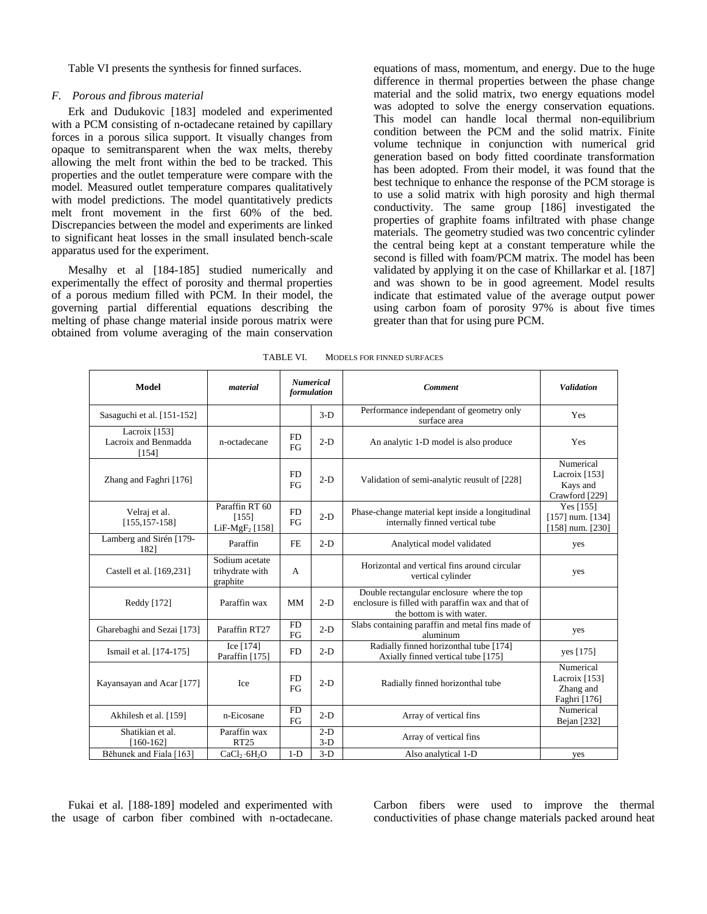Table VI presents the synthesis for finned surfaces.

### *F. Porous and fibrous material*

Erk and Dudukovic [183] modeled and experimented with a PCM consisting of n-octadecane retained by capillary forces in a porous silica support. It visually changes from opaque to semitransparent when the wax melts, thereby allowing the melt front within the bed to be tracked. This properties and the outlet temperature were compare with the model. Measured outlet temperature compares qualitatively with model predictions. The model quantitatively predicts melt front movement in the first 60% of the bed. Discrepancies between the model and experiments are linked to significant heat losses in the small insulated bench-scale apparatus used for the experiment.

Mesalhy et al [184-185] studied numerically and experimentally the effect of porosity and thermal properties of a porous medium filled with PCM. In their model, the governing partial differential equations describing the melting of phase change material inside porous matrix were obtained from volume averaging of the main conservation equations of mass, momentum, and energy. Due to the huge difference in thermal properties between the phase change material and the solid matrix, two energy equations model was adopted to solve the energy conservation equations. This model can handle local thermal non-equilibrium condition between the PCM and the solid matrix. Finite volume technique in conjunction with numerical grid generation based on body fitted coordinate transformation has been adopted. From their model, it was found that the best technique to enhance the response of the PCM storage is to use a solid matrix with high porosity and high thermal conductivity. The same group [186] investigated the properties of graphite foams infiltrated with phase change materials. The geometry studied was two concentric cylinder the central being kept at a constant temperature while the second is filled with foam/PCM matrix. The model has been validated by applying it on the case of Khillarkar et al. [187] and was shown to be in good agreement. Model results indicate that estimated value of the average output power using carbon foam of porosity 97% is about five times greater than that for using pure PCM.

TABLE VI. MODELS FOR FINNED SURFACES

| Model | *material* | *Numerical formulation* | | *Comment* | *Validation* |
|---|---|---|---|---|---|
| Sasaguchi et al. [151-152] | | | 3-D | Performance independant of geometry only surface area | Yes |
| Lacroix [153] Lacroix and Benmadda [154] | n-octadecane | FD FG | 2-D | An analytic 1-D model is also produce | Yes |
| Zhang and Faghri [176] | | FD FG | 2-D | Validation of semi-analytic reusult of [228] | Numerical Lacroix [153] Kays and Crawford [229] |
| Velraj et al. [155,157-158] | Paraffin RT 60 [155] $LiF\text{-}MgF_2$ [158] | FD FG | 2-D | Phase-change material kept inside a longitudinal internally finned vertical tube | Yes [155] [157] num. [134] [158] num. [230] |
| Lamberg and Sirén [179-182] | Paraffin | FE | 2-D | Analytical model validated | yes |
| Castell et al. [169,231] | Sodium acetate trihydrate with graphite | A | | Horizontal and vertical fins around circular vertical cylinder | yes |
| Reddy [172] | Paraffin wax | MM | 2-D | Double rectangular enclosure where the top enclosure is filled with paraffin wax and that of the bottom is with water. | |
| Gharebaghi and Sezai [173] | Paraffin RT27 | FD FG | 2-D | Slabs containing paraffin and metal fins made of aluminum | yes |
| Ismail et al. [174-175] | Ice [174] Paraffin [175] | FD | 2-D | Radially finned horizonthal tube [174] Axially finned vertical tube [175] | yes [175] |
| Kayansayan and Acar [177] | Ice | FD FG | 2-D | Radially finned horizonthal tube | Numerical Lacroix [153] Zhang and Faghri [176] |
| Akhilesh et al. [159] | n-Eicosane | FD FG | 2-D | Array of vertical fins | Numerical Bejan [232] |
| Shatikian et al. [160-162] | Paraffin wax RT25 | | 2-D 3-D | Array of vertical fins | |
| Běhunek and Fiala [163] | $CaCl_2 \cdot 6H_2O$ | 1-D | 3-D | Also analytical 1-D | yes |

Fukai et al. [188-189] modeled and experimented with the usage of carbon fiber combined with n-octadecane. Carbon fibers were used to improve the thermal conductivities of phase change materials packed around heat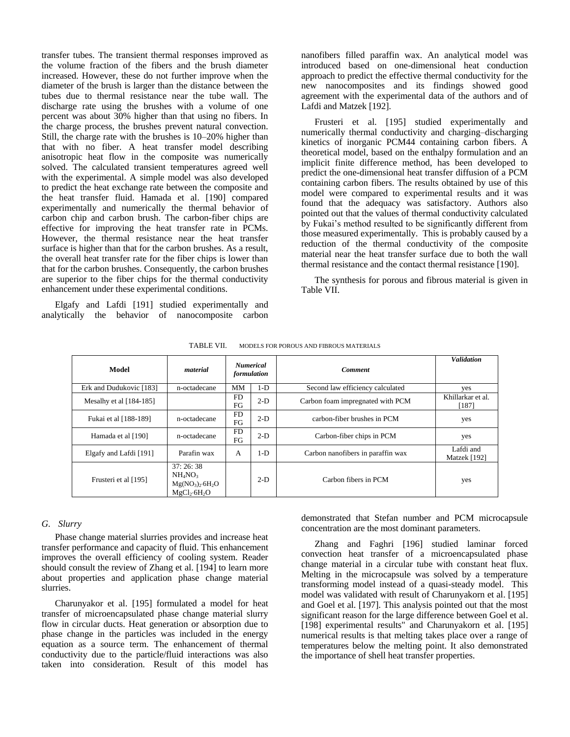transfer tubes. The transient thermal responses improved as the volume fraction of the fibers and the brush diameter increased. However, these do not further improve when the diameter of the brush is larger than the distance between the tubes due to thermal resistance near the tube wall. The discharge rate using the brushes with a volume of one percent was about 30% higher than that using no fibers. In the charge process, the brushes prevent natural convection. Still, the charge rate with the brushes is 10–20% higher than that with no fiber. A heat transfer model describing anisotropic heat flow in the composite was numerically solved. The calculated transient temperatures agreed well with the experimental. A simple model was also developed to predict the heat exchange rate between the composite and the heat transfer fluid. Hamada et al. [190] compared experimentally and numerically the thermal behavior of carbon chip and carbon brush. The carbon-fiber chips are effective for improving the heat transfer rate in PCMs. However, the thermal resistance near the heat transfer surface is higher than that for the carbon brushes. As a result, the overall heat transfer rate for the fiber chips is lower than that for the carbon brushes. Consequently, the carbon brushes are superior to the fiber chips for the thermal conductivity enhancement under these experimental conditions.

Elgafy and Lafdi [191] studied experimentally and analytically the behavior of nanocomposite carbon nanofibers filled paraffin wax. An analytical model was introduced based on one-dimensional heat conduction approach to predict the effective thermal conductivity for the new nanocomposites and its findings showed good agreement with the experimental data of the authors and of Lafdi and Matzek [192].

Frusteri et al. [195] studied experimentally and numerically thermal conductivity and charging–discharging kinetics of inorganic PCM44 containing carbon fibers. A theoretical model, based on the enthalpy formulation and an implicit finite difference method, has been developed to predict the one-dimensional heat transfer diffusion of a PCM containing carbon fibers. The results obtained by use of this model were compared to experimental results and it was found that the adequacy was satisfactory. Authors also pointed out that the values of thermal conductivity calculated by Fukai's method resulted to be significantly different from those measured experimentally. This is probably caused by a reduction of the thermal conductivity of the composite material near the heat transfer surface due to both the wall thermal resistance and the contact thermal resistance [190].

The synthesis for porous and fibrous material is given in Table VII.

TABLE VII. MODELS FOR POROUS AND FIBROUS MATERIALS

| Model | *material* | *Numerical formulation* | | *Comment* | *Validation* |
|---|---|---|---|---|---|
| Erk and Dudukovic [183] | n-octadecane | MM | 1-D | Second law efficiency calculated | yes |
| Mesalhy et al [184-185] | | FD FG | 2-D | Carbon foam impregnated with PCM | Khillarkar et al. [187] |
| Fukai et al [188-189] | n-octadecane | FD FG | 2-D | carbon-fiber brushes in PCM | yes |
| Hamada et al [190] | n-octadecane | FD FG | 2-D | Carbon-fiber chips in PCM | yes |
| Elgafy and Lafdi [191] | Parafin wax | A | 1-D | Carbon nanofibers in paraffin wax | Lafdi and Matzek [192] |
| Frusteri et al [195] | 37: 26: 38 $NH_4NO_3$ $Mg(NO_3)_2{\cdot}6H_2O$ $MgCl_2{\cdot}6H_2O$ | | 2-D | Carbon fibers in PCM | yes |

### *G. Slurry*

Phase change material slurries provides and increase heat transfer performance and capacity of fluid. This enhancement improves the overall efficiency of cooling system. Reader should consult the review of Zhang et al. [194] to learn more about properties and application phase change material slurries.

Charunyakor et al. [195] formulated a model for heat transfer of microencapsulated phase change material slurry flow in circular ducts. Heat generation or absorption due to phase change in the particles was included in the energy equation as a source term. The enhancement of thermal conductivity due to the particle/fluid interactions was also taken into consideration. Result of this model has demonstrated that Stefan number and PCM microcapsule concentration are the most dominant parameters.

Zhang and Faghri [196] studied laminar forced convection heat transfer of a microencapsulated phase change material in a circular tube with constant heat flux. Melting in the microcapsule was solved by a temperature transforming model instead of a quasi-steady model. This model was validated with result of Charunyakorn et al. [195] and Goel et al. [197]. This analysis pointed out that the most significant reason for the large difference between Goel et al. [198] experimental results" and Charunyakorn et al. [195] numerical results is that melting takes place over a range of temperatures below the melting point. It also demonstrated the importance of shell heat transfer properties.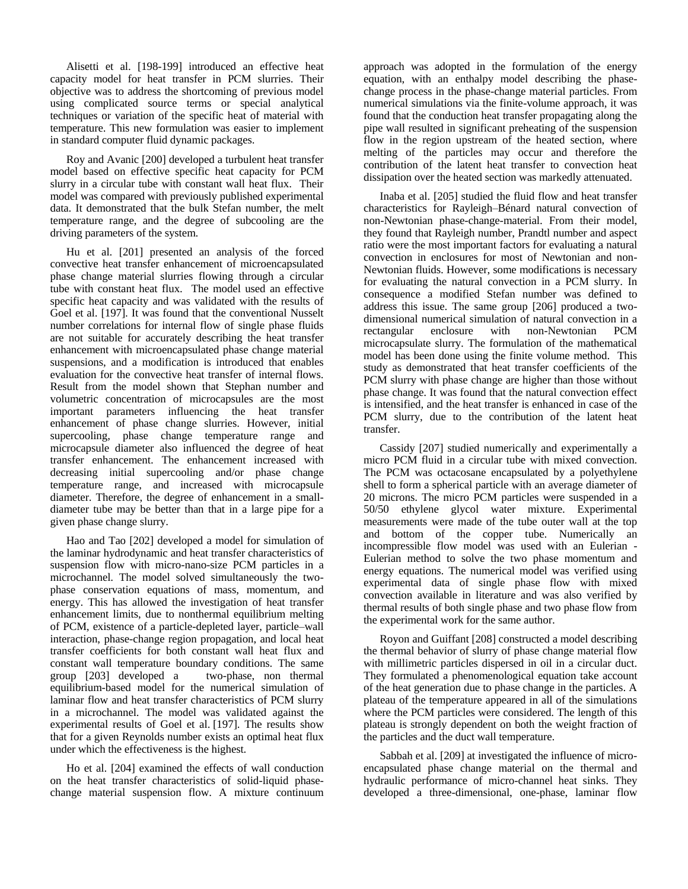Alisetti et al. [198-199] introduced an effective heat capacity model for heat transfer in PCM slurries. Their objective was to address the shortcoming of previous model using complicated source terms or special analytical techniques or variation of the specific heat of material with temperature. This new formulation was easier to implement in standard computer fluid dynamic packages.

Roy and Avanic [200] developed a turbulent heat transfer model based on effective specific heat capacity for PCM slurry in a circular tube with constant wall heat flux. Their model was compared with previously published experimental data. It demonstrated that the bulk Stefan number, the melt temperature range, and the degree of subcooling are the driving parameters of the system.

Hu et al. [201] presented an analysis of the forced convective heat transfer enhancement of microencapsulated phase change material slurries flowing through a circular tube with constant heat flux. The model used an effective specific heat capacity and was validated with the results of Goel et al. [197]. It was found that the conventional Nusselt number correlations for internal flow of single phase fluids are not suitable for accurately describing the heat transfer enhancement with microencapsulated phase change material suspensions, and a modification is introduced that enables evaluation for the convective heat transfer of internal flows. Result from the model shown that Stephan number and volumetric concentration of microcapsules are the most important parameters influencing the heat transfer enhancement of phase change slurries. However, initial supercooling, phase change temperature range and microcapsule diameter also influenced the degree of heat transfer enhancement. The enhancement increased with decreasing initial supercooling and/or phase change temperature range, and increased with microcapsule diameter. Therefore, the degree of enhancement in a small-diameter tube may be better than that in a large pipe for a given phase change slurry.

Hao and Tao [202] developed a model for simulation of the laminar hydrodynamic and heat transfer characteristics of suspension flow with micro-nano-size PCM particles in a microchannel. The model solved simultaneously the two-phase conservation equations of mass, momentum, and energy. This has allowed the investigation of heat transfer enhancement limits, due to nonthermal equilibrium melting of PCM, existence of a particle-depleted layer, particle–wall interaction, phase-change region propagation, and local heat transfer coefficients for both constant wall heat flux and constant wall temperature boundary conditions. The same group [203] developed a two-phase, non thermal equilibrium-based model for the numerical simulation of laminar flow and heat transfer characteristics of PCM slurry in a microchannel. The model was validated against the experimental results of Goel et al. [197]. The results show that for a given Reynolds number exists an optimal heat flux under which the effectiveness is the highest.

Ho et al. [204] examined the effects of wall conduction on the heat transfer characteristics of solid-liquid phase-change material suspension flow. A mixture continuum approach was adopted in the formulation of the energy equation, with an enthalpy model describing the phase-change process in the phase-change material particles. From numerical simulations via the finite-volume approach, it was found that the conduction heat transfer propagating along the pipe wall resulted in significant preheating of the suspension flow in the region upstream of the heated section, where melting of the particles may occur and therefore the contribution of the latent heat transfer to convection heat dissipation over the heated section was markedly attenuated.

Inaba et al. [205] studied the fluid flow and heat transfer characteristics for Rayleigh–Bénard natural convection of non-Newtonian phase-change-material. From their model, they found that Rayleigh number, Prandtl number and aspect ratio were the most important factors for evaluating a natural convection in enclosures for most of Newtonian and non-Newtonian fluids. However, some modifications is necessary for evaluating the natural convection in a PCM slurry. In consequence a modified Stefan number was defined to address this issue. The same group [206] produced a two-dimensional numerical simulation of natural convection in a rectangular enclosure with non-Newtonian PCM microcapsulate slurry. The formulation of the mathematical model has been done using the finite volume method. This study as demonstrated that heat transfer coefficients of the PCM slurry with phase change are higher than those without phase change. It was found that the natural convection effect is intensified, and the heat transfer is enhanced in case of the PCM slurry, due to the contribution of the latent heat transfer.

Cassidy [207] studied numerically and experimentally a micro PCM fluid in a circular tube with mixed convection. The PCM was octacosane encapsulated by a polyethylene shell to form a spherical particle with an average diameter of 20 microns. The micro PCM particles were suspended in a 50/50 ethylene glycol water mixture. Experimental measurements were made of the tube outer wall at the top and bottom of the copper tube. Numerically an incompressible flow model was used with an Eulerian - Eulerian method to solve the two phase momentum and energy equations. The numerical model was verified using experimental data of single phase flow with mixed convection available in literature and was also verified by thermal results of both single phase and two phase flow from the experimental work for the same author.

Royon and Guiffant [208] constructed a model describing the thermal behavior of slurry of phase change material flow with millimetric particles dispersed in oil in a circular duct. They formulated a phenomenological equation take account of the heat generation due to phase change in the particles. A plateau of the temperature appeared in all of the simulations where the PCM particles were considered. The length of this plateau is strongly dependent on both the weight fraction of the particles and the duct wall temperature.

Sabbah et al. [209] at investigated the influence of micro-encapsulated phase change material on the thermal and hydraulic performance of micro-channel heat sinks. They developed a three-dimensional, one-phase, laminar flow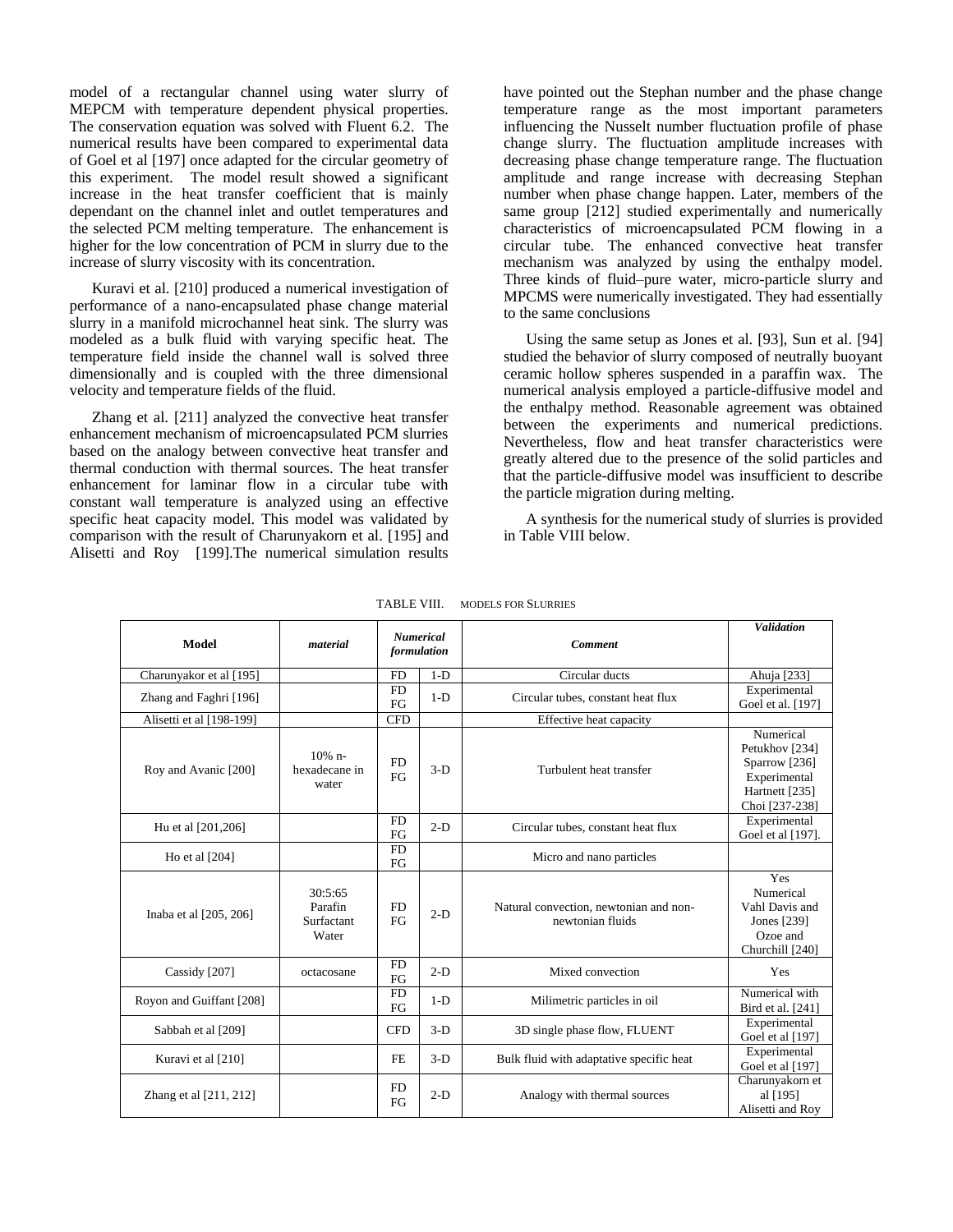model of a rectangular channel using water slurry of MEPCM with temperature dependent physical properties. The conservation equation was solved with Fluent 6.2. The numerical results have been compared to experimental data of Goel et al [197] once adapted for the circular geometry of this experiment. The model result showed a significant increase in the heat transfer coefficient that is mainly dependant on the channel inlet and outlet temperatures and the selected PCM melting temperature. The enhancement is higher for the low concentration of PCM in slurry due to the increase of slurry viscosity with its concentration.

Kuravi et al. [210] produced a numerical investigation of performance of a nano-encapsulated phase change material slurry in a manifold microchannel heat sink. The slurry was modeled as a bulk fluid with varying specific heat. The temperature field inside the channel wall is solved three dimensionally and is coupled with the three dimensional velocity and temperature fields of the fluid.

Zhang et al. [211] analyzed the convective heat transfer enhancement mechanism of microencapsulated PCM slurries based on the analogy between convective heat transfer and thermal conduction with thermal sources. The heat transfer enhancement for laminar flow in a circular tube with constant wall temperature is analyzed using an effective specific heat capacity model. This model was validated by comparison with the result of Charunyakorn et al. [195] and Alisetti and Roy [199].The numerical simulation results have pointed out the Stephan number and the phase change temperature range as the most important parameters influencing the Nusselt number fluctuation profile of phase change slurry. The fluctuation amplitude increases with decreasing phase change temperature range. The fluctuation amplitude and range increase with decreasing Stephan number when phase change happen. Later, members of the same group [212] studied experimentally and numerically characteristics of microencapsulated PCM flowing in a circular tube. The enhanced convective heat transfer mechanism was analyzed by using the enthalpy model. Three kinds of fluid–pure water, micro-particle slurry and MPCMS were numerically investigated. They had essentially to the same conclusions

Using the same setup as Jones et al. [93], Sun et al. [94] studied the behavior of slurry composed of neutrally buoyant ceramic hollow spheres suspended in a paraffin wax. The numerical analysis employed a particle-diffusive model and the enthalpy method. Reasonable agreement was obtained between the experiments and numerical predictions. Nevertheless, flow and heat transfer characteristics were greatly altered due to the presence of the solid particles and that the particle-diffusive model was insufficient to describe the particle migration during melting.

A synthesis for the numerical study of slurries is provided in Table VIII below.

TABLE VIII. MODELS FOR SLURRIES

| Model | *material* | *Numerical formulation* | | *Comment* | *Validation* |
|---|---|---|---|---|---|
| Charunyakor et al [195] | | FD | 1-D | Circular ducts | Ahuja [233] |
| Zhang and Faghri [196] | | FD FG | 1-D | Circular tubes, constant heat flux | Experimental Goel et al. [197] |
| Alisetti et al [198-199] | | CFD | | Effective heat capacity | |
| Roy and Avanic [200] | 10% n-hexadecane in water | FD FG | 3-D | Turbulent heat transfer | Numerical Petukhov [234] Sparrow [236] Experimental Hartnett [235] Choi [237-238] |
| Hu et al [201,206] | | FD FG | 2-D | Circular tubes, constant heat flux | Experimental Goel et al [197]. |
| Ho et al [204] | | FD FG | | Micro and nano particles | |
| Inaba et al [205, 206] | 30:5:65 Parafin Surfactant Water | FD FG | 2-D | Natural convection, newtonian and non-newtonian fluids | Yes Numerical Vahl Davis and Jones [239] Ozoe and Churchill [240] |
| Cassidy [207] | octacosane | FD FG | 2-D | Mixed convection | Yes |
| Royon and Guiffant [208] | | FD FG | 1-D | Milimetric particles in oil | Numerical with Bird et al. [241] |
| Sabbah et al [209] | | CFD | 3-D | 3D single phase flow, FLUENT | Experimental Goel et al [197] |
| Kuravi et al [210] | | FE | 3-D | Bulk fluid with adaptative specific heat | Experimental Goel et al [197] |
| Zhang et al [211, 212] | | FD FG | 2-D | Analogy with thermal sources | Charunyakorn et al [195] Alisetti and Roy |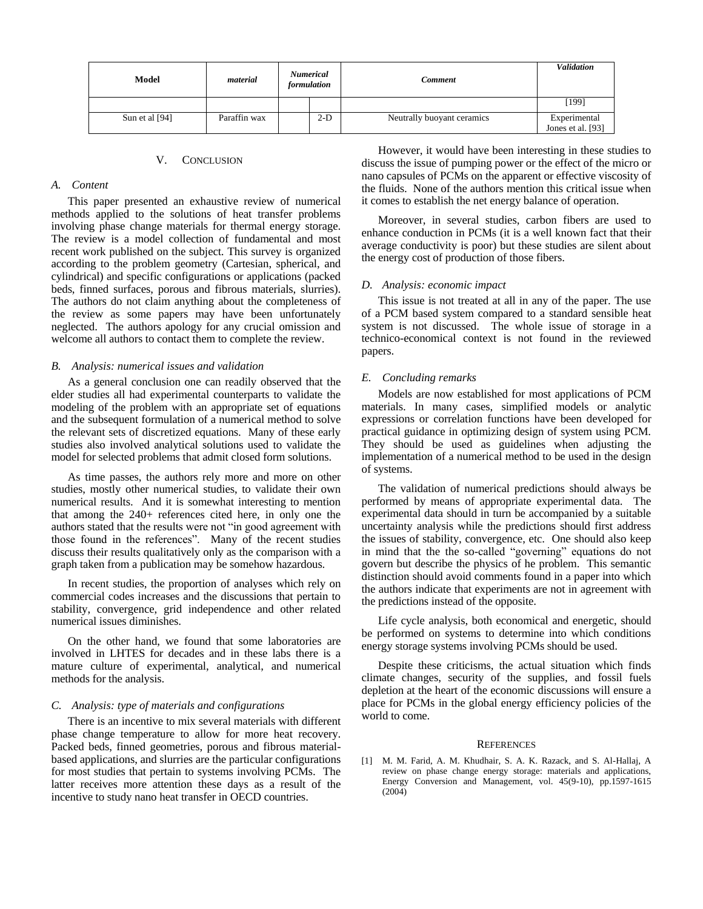| Model | *material* | *Numerical formulation* | | *Comment* | *Validation* |
|---|---|---|---|---|---|
| | | | | | [199] |
| Sun et al [94] | Paraffin wax | | 2-D | Neutrally buoyant ceramics | Experimental Jones et al. [93] |

## V. CONCLUSION

### *A. Content*

This paper presented an exhaustive review of numerical methods applied to the solutions of heat transfer problems involving phase change materials for thermal energy storage. The review is a model collection of fundamental and most recent work published on the subject. This survey is organized according to the problem geometry (Cartesian, spherical, and cylindrical) and specific configurations or applications (packed beds, finned surfaces, porous and fibrous materials, slurries). The authors do not claim anything about the completeness of the review as some papers may have been unfortunately neglected. The authors apology for any crucial omission and welcome all authors to contact them to complete the review.

### *B. Analysis: numerical issues and validation*

As a general conclusion one can readily observed that the elder studies all had experimental counterparts to validate the modeling of the problem with an appropriate set of equations and the subsequent formulation of a numerical method to solve the relevant sets of discretized equations. Many of these early studies also involved analytical solutions used to validate the model for selected problems that admit closed form solutions.

As time passes, the authors rely more and more on other studies, mostly other numerical studies, to validate their own numerical results. And it is somewhat interesting to mention that among the 240+ references cited here, in only one the authors stated that the results were not "in good agreement with those found in the references". Many of the recent studies discuss their results qualitatively only as the comparison with a graph taken from a publication may be somehow hazardous.

In recent studies, the proportion of analyses which rely on commercial codes increases and the discussions that pertain to stability, convergence, grid independence and other related numerical issues diminishes.

On the other hand, we found that some laboratories are involved in LHTES for decades and in these labs there is a mature culture of experimental, analytical, and numerical methods for the analysis.

### *C. Analysis: type of materials and configurations*

There is an incentive to mix several materials with different phase change temperature to allow for more heat recovery. Packed beds, finned geometries, porous and fibrous material-based applications, and slurries are the particular configurations for most studies that pertain to systems involving PCMs. The latter receives more attention these days as a result of the incentive to study nano heat transfer in OECD countries.

However, it would have been interesting in these studies to discuss the issue of pumping power or the effect of the micro or nano capsules of PCMs on the apparent or effective viscosity of the fluids. None of the authors mention this critical issue when it comes to establish the net energy balance of operation.

Moreover, in several studies, carbon fibers are used to enhance conduction in PCMs (it is a well known fact that their average conductivity is poor) but these studies are silent about the energy cost of production of those fibers.

### *D. Analysis: economic impact*

This issue is not treated at all in any of the paper. The use of a PCM based system compared to a standard sensible heat system is not discussed. The whole issue of storage in a technico-economical context is not found in the reviewed papers.

### *E. Concluding remarks*

Models are now established for most applications of PCM materials. In many cases, simplified models or analytic expressions or correlation functions have been developed for practical guidance in optimizing design of system using PCM. They should be used as guidelines when adjusting the implementation of a numerical method to be used in the design of systems.

The validation of numerical predictions should always be performed by means of appropriate experimental data. The experimental data should in turn be accompanied by a suitable uncertainty analysis while the predictions should first address the issues of stability, convergence, etc. One should also keep in mind that the the so-called "governing" equations do not govern but describe the physics of he problem. This semantic distinction should avoid comments found in a paper into which the authors indicate that experiments are not in agreement with the predictions instead of the opposite.

Life cycle analysis, both economical and energetic, should be performed on systems to determine into which conditions energy storage systems involving PCMs should be used.

Despite these criticisms, the actual situation which finds climate changes, security of the supplies, and fossil fuels depletion at the heart of the economic discussions will ensure a place for PCMs in the global energy efficiency policies of the world to come.

## REFERENCES

[1] M. M. Farid, A. M. Khudhair, S. A. K. Razack, and S. Al-Hallaj, A review on phase change energy storage: materials and applications, Energy Conversion and Management, vol. 45(9-10), pp.1597-1615 (2004)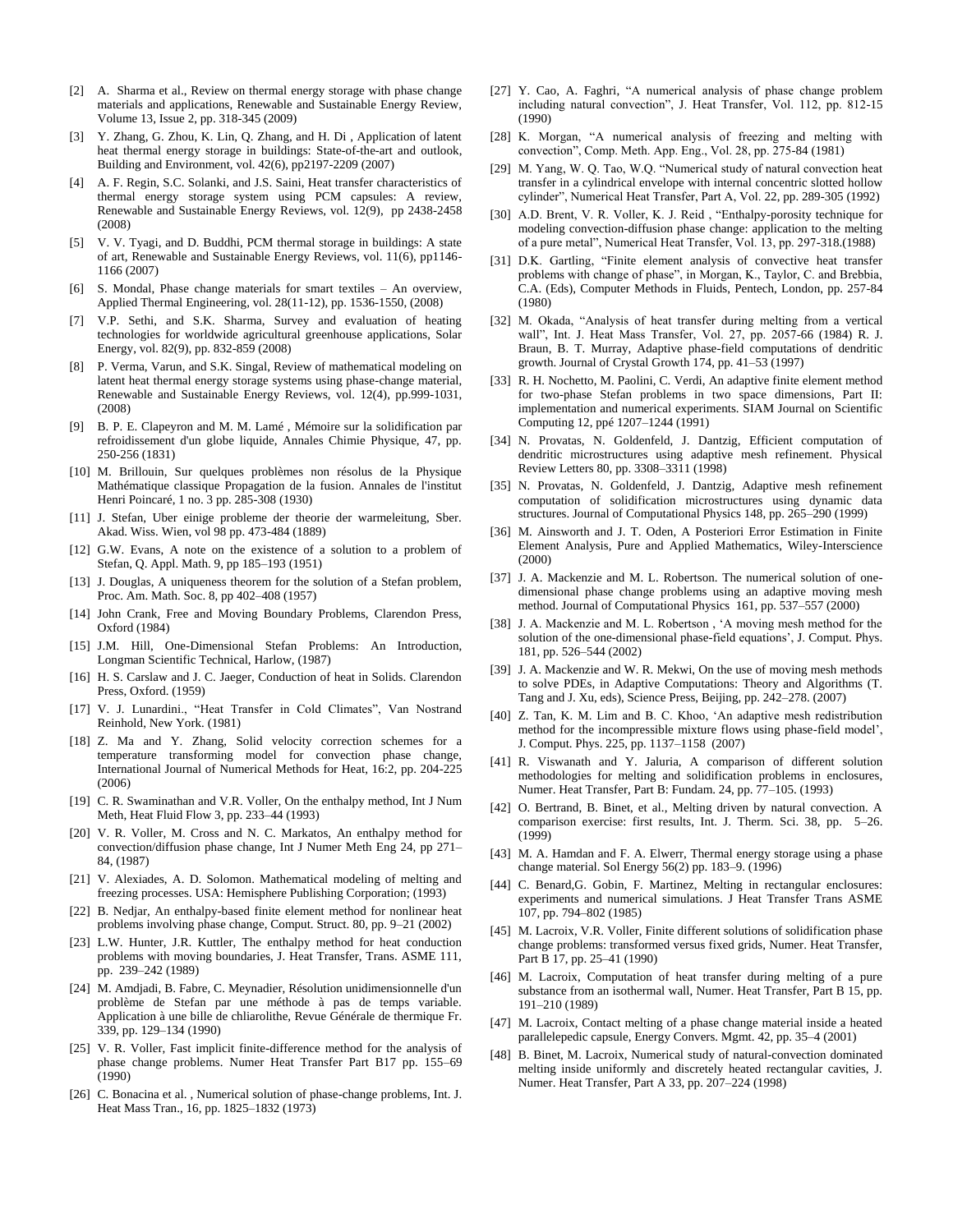[2] A. Sharma et al., Review on thermal energy storage with phase change materials and applications, Renewable and Sustainable Energy Review, Volume 13, Issue 2, pp. 318-345 (2009)

[3] Y. Zhang, G. Zhou, K. Lin, Q. Zhang, and H. Di , Application of latent heat thermal energy storage in buildings: State-of-the-art and outlook, Building and Environment, vol. 42(6), pp2197-2209 (2007)

[4] A. F. Regin, S.C. Solanki, and J.S. Saini, Heat transfer characteristics of thermal energy storage system using PCM capsules: A review, Renewable and Sustainable Energy Reviews, vol. 12(9), pp 2438-2458 (2008)

[5] V. V. Tyagi, and D. Buddhi, PCM thermal storage in buildings: A state of art, Renewable and Sustainable Energy Reviews, vol. 11(6), pp1146-1166 (2007)

[6] S. Mondal, Phase change materials for smart textiles – An overview, Applied Thermal Engineering, vol. 28(11-12), pp. 1536-1550, (2008)

[7] V.P. Sethi, and S.K. Sharma, Survey and evaluation of heating technologies for worldwide agricultural greenhouse applications, Solar Energy, vol. 82(9), pp. 832-859 (2008)

[8] P. Verma, Varun, and S.K. Singal, Review of mathematical modeling on latent heat thermal energy storage systems using phase-change material, Renewable and Sustainable Energy Reviews, vol. 12(4), pp.999-1031, (2008)

[9] B. P. E. Clapeyron and M. M. Lamé , Mémoire sur la solidification par refroidissement d'un globe liquide, Annales Chimie Physique, 47, pp. 250-256 (1831)

[10] M. Brillouin, Sur quelques problèmes non résolus de la Physique Mathématique classique Propagation de la fusion. Annales de l'institut Henri Poincaré, 1 no. 3 pp. 285-308 (1930)

[11] J. Stefan, Uber einige probleme der theorie der warmeleitung, Sber. Akad. Wiss. Wien, vol 98 pp. 473-484 (1889)

[12] G.W. Evans, A note on the existence of a solution to a problem of Stefan, Q. Appl. Math. 9, pp 185–193 (1951)

[13] J. Douglas, A uniqueness theorem for the solution of a Stefan problem, Proc. Am. Math. Soc. 8, pp 402–408 (1957)

[14] John Crank, Free and Moving Boundary Problems, Clarendon Press, Oxford (1984)

[15] J.M. Hill, One-Dimensional Stefan Problems: An Introduction, Longman Scientific Technical, Harlow, (1987)

[16] H. S. Carslaw and J. C. Jaeger, Conduction of heat in Solids. Clarendon Press, Oxford. (1959)

[17] V. J. Lunardini., "Heat Transfer in Cold Climates", Van Nostrand Reinhold, New York. (1981)

[18] Z. Ma and Y. Zhang, Solid velocity correction schemes for a temperature transforming model for convection phase change, International Journal of Numerical Methods for Heat, 16:2, pp. 204-225 (2006)

[19] C. R. Swaminathan and V.R. Voller, On the enthalpy method, Int J Num Meth, Heat Fluid Flow 3, pp. 233–44 (1993)

[20] V. R. Voller, M. Cross and N. C. Markatos, An enthalpy method for convection/diffusion phase change, Int J Numer Meth Eng 24, pp 271–84, (1987)

[21] V. Alexiades, A. D. Solomon. Mathematical modeling of melting and freezing processes. USA: Hemisphere Publishing Corporation; (1993)

[22] B. Nedjar, An enthalpy-based finite element method for nonlinear heat problems involving phase change, Comput. Struct. 80, pp. 9–21 (2002)

[23] L.W. Hunter, J.R. Kuttler, The enthalpy method for heat conduction problems with moving boundaries, J. Heat Transfer, Trans. ASME 111, pp. 239–242 (1989)

[24] M. Amdjadi, B. Fabre, C. Meynadier, Résolution unidimensionnelle d'un problème de Stefan par une méthode à pas de temps variable. Application à une bille de chliarolithe, Revue Générale de thermique Fr. 339, pp. 129–134 (1990)

[25] V. R. Voller, Fast implicit finite-difference method for the analysis of phase change problems. Numer Heat Transfer Part B17 pp. 155–69 (1990)

[26] C. Bonacina et al. , Numerical solution of phase-change problems, Int. J. Heat Mass Tran., 16, pp. 1825–1832 (1973)

[27] Y. Cao, A. Faghri, "A numerical analysis of phase change problem including natural convection", J. Heat Transfer, Vol. 112, pp. 812-15 (1990)

[28] K. Morgan, "A numerical analysis of freezing and melting with convection", Comp. Meth. App. Eng., Vol. 28, pp. 275-84 (1981)

[29] M. Yang, W. Q. Tao, W.Q. "Numerical study of natural convection heat transfer in a cylindrical envelope with internal concentric slotted hollow cylinder", Numerical Heat Transfer, Part A, Vol. 22, pp. 289-305 (1992)

[30] A.D. Brent, V. R. Voller, K. J. Reid , "Enthalpy-porosity technique for modeling convection-diffusion phase change: application to the melting of a pure metal", Numerical Heat Transfer, Vol. 13, pp. 297-318.(1988)

[31] D.K. Gartling, "Finite element analysis of convective heat transfer problems with change of phase", in Morgan, K., Taylor, C. and Brebbia, C.A. (Eds), Computer Methods in Fluids, Pentech, London, pp. 257-84 (1980)

[32] M. Okada, "Analysis of heat transfer during melting from a vertical wall", Int. J. Heat Mass Transfer, Vol. 27, pp. 2057-66 (1984) R. J. Braun, B. T. Murray, Adaptive phase-field computations of dendritic growth. Journal of Crystal Growth 174, pp. 41–53 (1997)

[33] R. H. Nochetto, M. Paolini, C. Verdi, An adaptive finite element method for two-phase Stefan problems in two space dimensions, Part II: implementation and numerical experiments. SIAM Journal on Scientific Computing 12, ppé 1207–1244 (1991)

[34] N. Provatas, N. Goldenfeld, J. Dantzig, Efficient computation of dendritic microstructures using adaptive mesh refinement. Physical Review Letters 80, pp. 3308–3311 (1998)

[35] N. Provatas, N. Goldenfeld, J. Dantzig, Adaptive mesh refinement computation of solidification microstructures using dynamic data structures. Journal of Computational Physics 148, pp. 265–290 (1999)

[36] M. Ainsworth and J. T. Oden, A Posteriori Error Estimation in Finite Element Analysis, Pure and Applied Mathematics, Wiley-Interscience (2000)

[37] J. A. Mackenzie and M. L. Robertson. The numerical solution of one-dimensional phase change problems using an adaptive moving mesh method. Journal of Computational Physics 161, pp. 537–557 (2000)

[38] J. A. Mackenzie and M. L. Robertson , 'A moving mesh method for the solution of the one-dimensional phase-field equations', J. Comput. Phys. 181, pp. 526–544 (2002)

[39] J. A. Mackenzie and W. R. Mekwi, On the use of moving mesh methods to solve PDEs, in Adaptive Computations: Theory and Algorithms (T. Tang and J. Xu, eds), Science Press, Beijing, pp. 242–278. (2007)

[40] Z. Tan, K. M. Lim and B. C. Khoo, 'An adaptive mesh redistribution method for the incompressible mixture flows using phase-field model', J. Comput. Phys. 225, pp. 1137–1158 (2007)

[41] R. Viswanath and Y. Jaluria, A comparison of different solution methodologies for melting and solidification problems in enclosures, Numer. Heat Transfer, Part B: Fundam. 24, pp. 77–105. (1993)

[42] O. Bertrand, B. Binet, et al., Melting driven by natural convection. A comparison exercise: first results, Int. J. Therm. Sci. 38, pp. 5–26. (1999)

[43] M. A. Hamdan and F. A. Elwerr, Thermal energy storage using a phase change material. Sol Energy 56(2) pp. 183–9. (1996)

[44] C. Benard,G. Gobin, F. Martinez, Melting in rectangular enclosures: experiments and numerical simulations. J Heat Transfer Trans ASME 107, pp. 794–802 (1985)

[45] M. Lacroix, V.R. Voller, Finite different solutions of solidification phase change problems: transformed versus fixed grids, Numer. Heat Transfer, Part B 17, pp. 25–41 (1990)

[46] M. Lacroix, Computation of heat transfer during melting of a pure substance from an isothermal wall, Numer. Heat Transfer, Part B 15, pp. 191–210 (1989)

[47] M. Lacroix, Contact melting of a phase change material inside a heated parallelepedic capsule, Energy Convers. Mgmt. 42, pp. 35–4 (2001)

[48] B. Binet, M. Lacroix, Numerical study of natural-convection dominated melting inside uniformly and discretely heated rectangular cavities, J. Numer. Heat Transfer, Part A 33, pp. 207–224 (1998)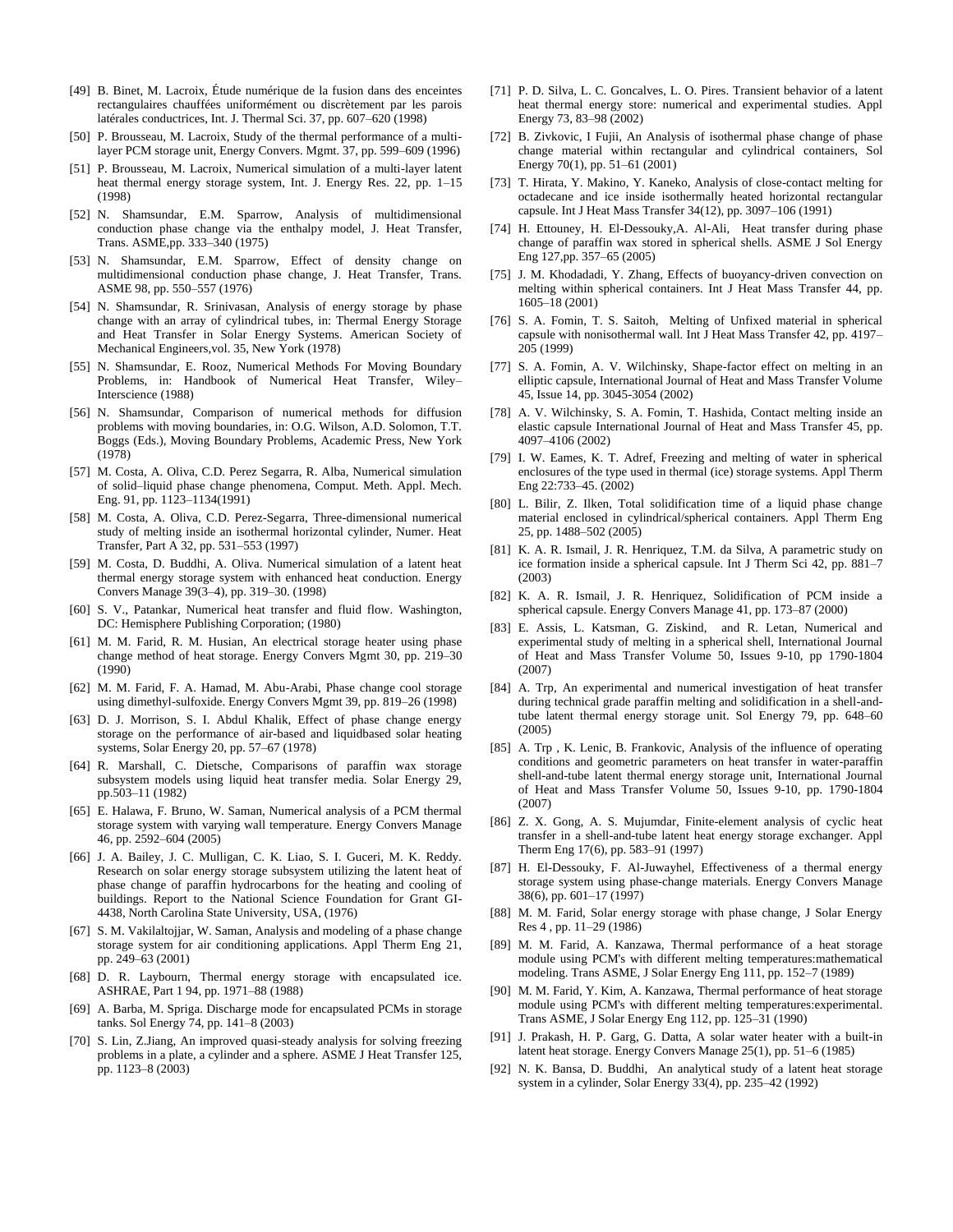[49] B. Binet, M. Lacroix, Étude numérique de la fusion dans des enceintes rectangulaires chauffées uniformément ou discrètement par les parois latérales conductrices, Int. J. Thermal Sci. 37, pp. 607–620 (1998)

[50] P. Brousseau, M. Lacroix, Study of the thermal performance of a multi-layer PCM storage unit, Energy Convers. Mgmt. 37, pp. 599–609 (1996)

[51] P. Brousseau, M. Lacroix, Numerical simulation of a multi-layer latent heat thermal energy storage system, Int. J. Energy Res. 22, pp. 1–15 (1998)

[52] N. Shamsundar, E.M. Sparrow, Analysis of multidimensional conduction phase change via the enthalpy model, J. Heat Transfer, Trans. ASME,pp. 333–340 (1975)

[53] N. Shamsundar, E.M. Sparrow, Effect of density change on multidimensional conduction phase change, J. Heat Transfer, Trans. ASME 98, pp. 550–557 (1976)

[54] N. Shamsundar, R. Srinivasan, Analysis of energy storage by phase change with an array of cylindrical tubes, in: Thermal Energy Storage and Heat Transfer in Solar Energy Systems. American Society of Mechanical Engineers,vol. 35, New York (1978)

[55] N. Shamsundar, E. Rooz, Numerical Methods For Moving Boundary Problems, in: Handbook of Numerical Heat Transfer, Wiley–Interscience (1988)

[56] N. Shamsundar, Comparison of numerical methods for diffusion problems with moving boundaries, in: O.G. Wilson, A.D. Solomon, T.T. Boggs (Eds.), Moving Boundary Problems, Academic Press, New York (1978)

[57] M. Costa, A. Oliva, C.D. Perez Segarra, R. Alba, Numerical simulation of solid–liquid phase change phenomena, Comput. Meth. Appl. Mech. Eng. 91, pp. 1123–1134(1991)

[58] M. Costa, A. Oliva, C.D. Perez-Segarra, Three-dimensional numerical study of melting inside an isothermal horizontal cylinder, Numer. Heat Transfer, Part A 32, pp. 531–553 (1997)

[59] M. Costa, D. Buddhi, A. Oliva. Numerical simulation of a latent heat thermal energy storage system with enhanced heat conduction. Energy Convers Manage 39(3–4), pp. 319–30. (1998)

[60] S. V., Patankar, Numerical heat transfer and fluid flow. Washington, DC: Hemisphere Publishing Corporation; (1980)

[61] M. M. Farid, R. M. Husian, An electrical storage heater using phase change method of heat storage. Energy Convers Mgmt 30, pp. 219–30 (1990)

[62] M. M. Farid, F. A. Hamad, M. Abu-Arabi, Phase change cool storage using dimethyl-sulfoxide. Energy Convers Mgmt 39, pp. 819–26 (1998)

[63] D. J. Morrison, S. I. Abdul Khalik, Effect of phase change energy storage on the performance of air-based and liquidbased solar heating systems, Solar Energy 20, pp. 57–67 (1978)

[64] R. Marshall, C. Dietsche, Comparisons of paraffin wax storage subsystem models using liquid heat transfer media. Solar Energy 29, pp.503–11 (1982)

[65] E. Halawa, F. Bruno, W. Saman, Numerical analysis of a PCM thermal storage system with varying wall temperature. Energy Convers Manage 46, pp. 2592–604 (2005)

[66] J. A. Bailey, J. C. Mulligan, C. K. Liao, S. I. Guceri, M. K. Reddy. Research on solar energy storage subsystem utilizing the latent heat of phase change of paraffin hydrocarbons for the heating and cooling of buildings. Report to the National Science Foundation for Grant GI-4438, North Carolina State University, USA, (1976)

[67] S. M. Vakilaltojjar, W. Saman, Analysis and modeling of a phase change storage system for air conditioning applications. Appl Therm Eng 21, pp. 249–63 (2001)

[68] D. R. Laybourn, Thermal energy storage with encapsulated ice. ASHRAE, Part 1 94, pp. 1971–88 (1988)

[69] A. Barba, M. Spriga. Discharge mode for encapsulated PCMs in storage tanks. Sol Energy 74, pp. 141–8 (2003)

[70] S. Lin, Z.Jiang, An improved quasi-steady analysis for solving freezing problems in a plate, a cylinder and a sphere. ASME J Heat Transfer 125, pp. 1123–8 (2003)

[71] P. D. Silva, L. C. Goncalves, L. O. Pires. Transient behavior of a latent heat thermal energy store: numerical and experimental studies. Appl Energy 73, 83–98 (2002)

[72] B. Zivkovic, I Fujii, An Analysis of isothermal phase change of phase change material within rectangular and cylindrical containers, Sol Energy 70(1), pp. 51–61 (2001)

[73] T. Hirata, Y. Makino, Y. Kaneko, Analysis of close-contact melting for octadecane and ice inside isothermally heated horizontal rectangular capsule. Int J Heat Mass Transfer 34(12), pp. 3097–106 (1991)

[74] H. Ettouney, H. El-Dessouky,A. Al-Ali, Heat transfer during phase change of paraffin wax stored in spherical shells. ASME J Sol Energy Eng 127,pp. 357–65 (2005)

[75] J. M. Khodadadi, Y. Zhang, Effects of buoyancy-driven convection on melting within spherical containers. Int J Heat Mass Transfer 44, pp. 1605–18 (2001)

[76] S. A. Fomin, T. S. Saitoh, Melting of Unfixed material in spherical capsule with nonisothermal wall. Int J Heat Mass Transfer 42, pp. 4197–205 (1999)

[77] S. A. Fomin, A. V. Wilchinsky, Shape-factor effect on melting in an elliptic capsule, International Journal of Heat and Mass Transfer Volume 45, Issue 14, pp. 3045-3054 (2002)

[78] A. V. Wilchinsky, S. A. Fomin, T. Hashida, Contact melting inside an elastic capsule International Journal of Heat and Mass Transfer 45, pp. 4097–4106 (2002)

[79] I. W. Eames, K. T. Adref, Freezing and melting of water in spherical enclosures of the type used in thermal (ice) storage systems. Appl Therm Eng 22:733–45. (2002)

[80] L. Bilir, Z. Ilken, Total solidification time of a liquid phase change material enclosed in cylindrical/spherical containers. Appl Therm Eng 25, pp. 1488–502 (2005)

[81] K. A. R. Ismail, J. R. Henriquez, T.M. da Silva, A parametric study on ice formation inside a spherical capsule. Int J Therm Sci 42, pp. 881–7 (2003)

[82] K. A. R. Ismail, J. R. Henriquez, Solidification of PCM inside a spherical capsule. Energy Convers Manage 41, pp. 173–87 (2000)

[83] E. Assis, L. Katsman, G. Ziskind, and R. Letan, Numerical and experimental study of melting in a spherical shell, International Journal of Heat and Mass Transfer Volume 50, Issues 9-10, pp 1790-1804 (2007)

[84] A. Trp, An experimental and numerical investigation of heat transfer during technical grade paraffin melting and solidification in a shell-and-tube latent thermal energy storage unit. Sol Energy 79, pp. 648–60 (2005)

[85] A. Trp , K. Lenic, B. Frankovic, Analysis of the influence of operating conditions and geometric parameters on heat transfer in water-paraffin shell-and-tube latent thermal energy storage unit, International Journal of Heat and Mass Transfer Volume 50, Issues 9-10, pp. 1790-1804 (2007)

[86] Z. X. Gong, A. S. Mujumdar, Finite-element analysis of cyclic heat transfer in a shell-and-tube latent heat energy storage exchanger. Appl Therm Eng 17(6), pp. 583–91 (1997)

[87] H. El-Dessouky, F. Al-Juwayhel, Effectiveness of a thermal energy storage system using phase-change materials. Energy Convers Manage 38(6), pp. 601–17 (1997)

[88] M. M. Farid, Solar energy storage with phase change, J Solar Energy Res 4 , pp. 11–29 (1986)

[89] M. M. Farid, A. Kanzawa, Thermal performance of a heat storage module using PCM's with different melting temperatures:mathematical modeling. Trans ASME, J Solar Energy Eng 111, pp. 152–7 (1989)

[90] M. M. Farid, Y. Kim, A. Kanzawa, Thermal performance of heat storage module using PCM's with different melting temperatures:experimental. Trans ASME, J Solar Energy Eng 112, pp. 125–31 (1990)

[91] J. Prakash, H. P. Garg, G. Datta, A solar water heater with a built-in latent heat storage. Energy Convers Manage 25(1), pp. 51–6 (1985)

[92] N. K. Bansa, D. Buddhi, An analytical study of a latent heat storage system in a cylinder, Solar Energy 33(4), pp. 235–42 (1992)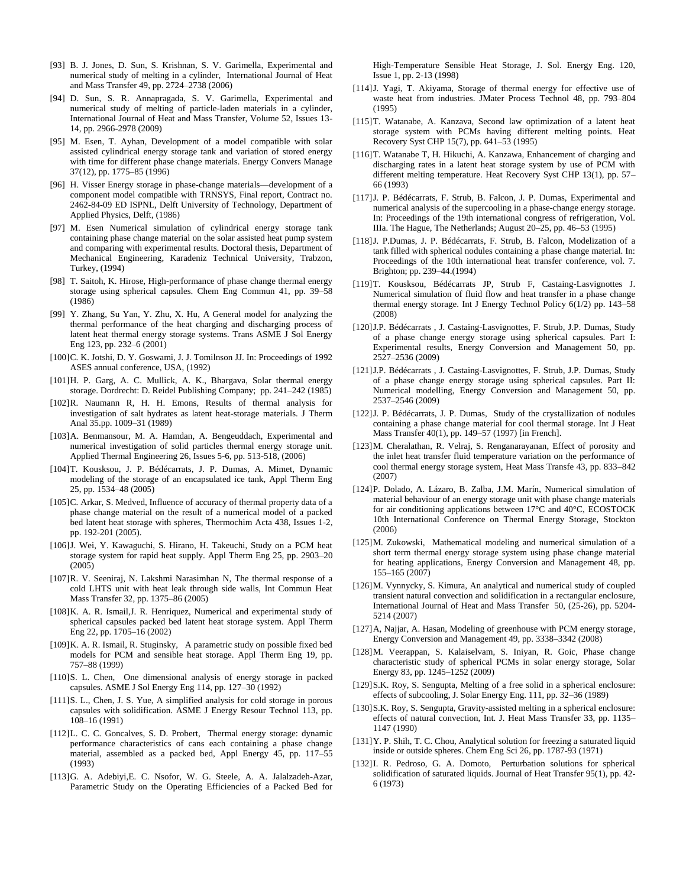[93] B. J. Jones, D. Sun, S. Krishnan, S. V. Garimella, Experimental and numerical study of melting in a cylinder, International Journal of Heat and Mass Transfer 49, pp. 2724–2738 (2006)

[94] D. Sun, S. R. Annapragada, S. V. Garimella, Experimental and numerical study of melting of particle-laden materials in a cylinder, International Journal of Heat and Mass Transfer, Volume 52, Issues 13-14, pp. 2966-2978 (2009)

[95] M. Esen, T. Ayhan, Development of a model compatible with solar assisted cylindrical energy storage tank and variation of stored energy with time for different phase change materials. Energy Convers Manage 37(12), pp. 1775–85 (1996)

[96] H. Visser Energy storage in phase-change materials—development of a component model compatible with TRNSYS, Final report, Contract no. 2462-84-09 ED ISPNL, Delft University of Technology, Department of Applied Physics, Delft, (1986)

[97] M. Esen Numerical simulation of cylindrical energy storage tank containing phase change material on the solar assisted heat pump system and comparing with experimental results. Doctoral thesis, Department of Mechanical Engineering, Karadeniz Technical University, Trabzon, Turkey, (1994)

[98] T. Saitoh, K. Hirose, High-performance of phase change thermal energy storage using spherical capsules. Chem Eng Commun 41, pp. 39–58 (1986)

[99] Y. Zhang, Su Yan, Y. Zhu, X. Hu, A General model for analyzing the thermal performance of the heat charging and discharging process of latent heat thermal energy storage systems. Trans ASME J Sol Energy Eng 123, pp. 232–6 (2001)

[100] C. K. Jotshi, D. Y. Goswami, J. J. Tomilnson JJ. In: Proceedings of 1992 ASES annual conference, USA, (1992)

[101] H. P. Garg, A. C. Mullick, A. K., Bhargava, Solar thermal energy storage. Dordrecht: D. Reidel Publishing Company; pp. 241–242 (1985)

[102] R. Naumann R, H. H. Emons, Results of thermal analysis for investigation of salt hydrates as latent heat-storage materials. J Therm Anal 35.pp. 1009–31 (1989)

[103] A. Benmansour, M. A. Hamdan, A. Bengeuddach, Experimental and numerical investigation of solid particles thermal energy storage unit. Applied Thermal Engineering 26, Issues 5-6, pp. 513-518, (2006)

[104] T. Kousksou, J. P. Bédécarrats, J. P. Dumas, A. Mimet, Dynamic modeling of the storage of an encapsulated ice tank, Appl Therm Eng 25, pp. 1534–48 (2005)

[105] C. Arkar, S. Medved, Influence of accuracy of thermal property data of a phase change material on the result of a numerical model of a packed bed latent heat storage with spheres, Thermochim Acta 438, Issues 1-2, pp. 192-201 (2005).

[106] J. Wei, Y. Kawaguchi, S. Hirano, H. Takeuchi, Study on a PCM heat storage system for rapid heat supply. Appl Therm Eng 25, pp. 2903–20 (2005)

[107] R. V. Seeniraj, N. Lakshmi Narasimhan N, The thermal response of a cold LHTS unit with heat leak through side walls, Int Commun Heat Mass Transfer 32, pp. 1375–86 (2005)

[108] K. A. R. Ismail,J. R. Henriquez, Numerical and experimental study of spherical capsules packed bed latent heat storage system. Appl Therm Eng 22, pp. 1705–16 (2002)

[109] K. A. R. Ismail, R. Stuginsky, A parametric study on possible fixed bed models for PCM and sensible heat storage. Appl Therm Eng 19, pp. 757–88 (1999)

[110] S. L. Chen, One dimensional analysis of energy storage in packed capsules. ASME J Sol Energy Eng 114, pp. 127–30 (1992)

[111] S. L., Chen, J. S. Yue, A simplified analysis for cold storage in porous capsules with solidification. ASME J Energy Resour Technol 113, pp. 108–16 (1991)

[112] L. C. C. Goncalves, S. D. Probert, Thermal energy storage: dynamic performance characteristics of cans each containing a phase change material, assembled as a packed bed, Appl Energy 45, pp. 117–55 (1993)

[113] G. A. Adebiyi,E. C. Nsofor, W. G. Steele, A. A. Jalalzadeh-Azar, Parametric Study on the Operating Efficiencies of a Packed Bed for High-Temperature Sensible Heat Storage, J. Sol. Energy Eng. 120, Issue 1, pp. 2-13 (1998)

[114] J. Yagi, T. Akiyama, Storage of thermal energy for effective use of waste heat from industries. JMater Process Technol 48, pp. 793–804 (1995)

[115] T. Watanabe, A. Kanzava, Second law optimization of a latent heat storage system with PCMs having different melting points. Heat Recovery Syst CHP 15(7), pp. 641–53 (1995)

[116] T. Watanabe T, H. Hikuchi, A. Kanzawa, Enhancement of charging and discharging rates in a latent heat storage system by use of PCM with different melting temperature. Heat Recovery Syst CHP 13(1), pp. 57–66 (1993)

[117] J. P. Bédécarrats, F. Strub, B. Falcon, J. P. Dumas, Experimental and numerical analysis of the supercooling in a phase-change energy storage. In: Proceedings of the 19th international congress of refrigeration, Vol. IIIa. The Hague, The Netherlands; August 20–25, pp. 46–53 (1995)

[118] J. P.Dumas, J. P. Bédécarrats, F. Strub, B. Falcon, Modelization of a tank filled with spherical nodules containing a phase change material. In: Proceedings of the 10th international heat transfer conference, vol. 7. Brighton; pp. 239–44.(1994)

[119] T. Kousksou, Bédécarrats JP, Strub F, Castaing-Lasvignottes J. Numerical simulation of fluid flow and heat transfer in a phase change thermal energy storage. Int J Energy Technol Policy 6(1/2) pp. 143–58 (2008)

[120] J.P. Bédécarrats , J. Castaing-Lasvignottes, F. Strub, J.P. Dumas, Study of a phase change energy storage using spherical capsules. Part I: Experimental results, Energy Conversion and Management 50, pp. 2527–2536 (2009)

[121] J.P. Bédécarrats , J. Castaing-Lasvignottes, F. Strub, J.P. Dumas, Study of a phase change energy storage using spherical capsules. Part II: Numerical modelling, Energy Conversion and Management 50, pp. 2537–2546 (2009)

[122] J. P. Bédécarrats, J. P. Dumas, Study of the crystallization of nodules containing a phase change material for cool thermal storage. Int J Heat Mass Transfer 40(1), pp. 149–57 (1997) [in French].

[123] M. Cheralathan, R. Velraj, S. Renganarayanan, Effect of porosity and the inlet heat transfer fluid temperature variation on the performance of cool thermal energy storage system, Heat Mass Transfe 43, pp. 833–842 (2007)

[124] P. Dolado, A. Lázaro, B. Zalba, J.M. Marín, Numerical simulation of material behaviour of an energy storage unit with phase change materials for air conditioning applications between 17°C and 40°C, ECOSTOCK 10th International Conference on Thermal Energy Storage, Stockton (2006)

[125] M. Zukowski, Mathematical modeling and numerical simulation of a short term thermal energy storage system using phase change material for heating applications, Energy Conversion and Management 48, pp. 155–165 (2007)

[126] M. Vynnycky, S. Kimura, An analytical and numerical study of coupled transient natural convection and solidification in a rectangular enclosure, International Journal of Heat and Mass Transfer 50, (25-26), pp. 5204-5214 (2007)

[127] A, Najjar, A. Hasan, Modeling of greenhouse with PCM energy storage, Energy Conversion and Management 49, pp. 3338–3342 (2008)

[128] M. Veerappan, S. Kalaiselvam, S. Iniyan, R. Goic, Phase change characteristic study of spherical PCMs in solar energy storage, Solar Energy 83, pp. 1245–1252 (2009)

[129] S.K. Roy, S. Sengupta, Melting of a free solid in a spherical enclosure: effects of subcooling, J. Solar Energy Eng. 111, pp. 32–36 (1989)

[130] S.K. Roy, S. Sengupta, Gravity-assisted melting in a spherical enclosure: effects of natural convection, Int. J. Heat Mass Transfer 33, pp. 1135–1147 (1990)

[131] Y. P. Shih, T. C. Chou, Analytical solution for freezing a saturated liquid inside or outside spheres. Chem Eng Sci 26, pp. 1787-93 (1971)

[132] I. R. Pedroso, G. A. Domoto, Perturbation solutions for spherical solidification of saturated liquids. Journal of Heat Transfer 95(1), pp. 42-6 (1973)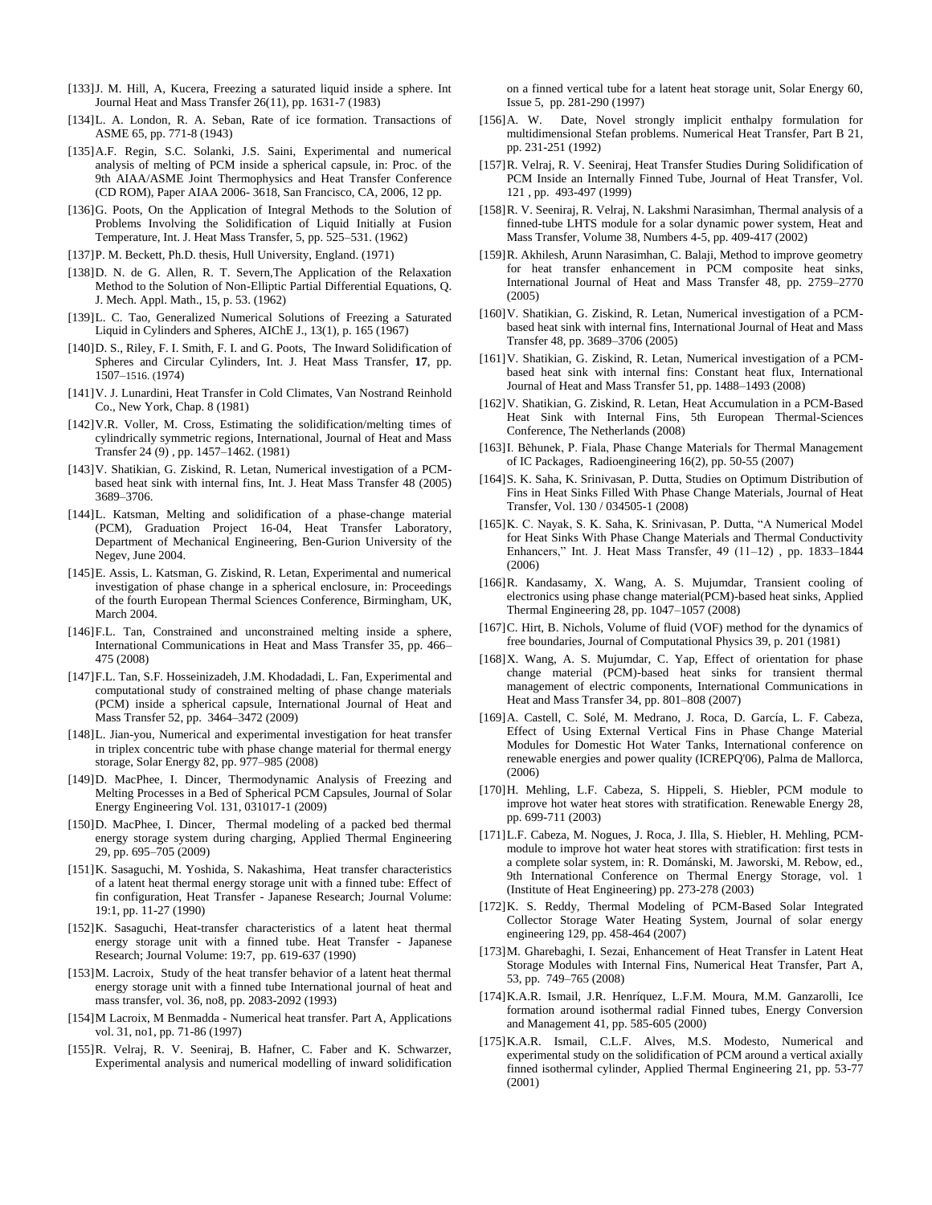[133]J. M. Hill, A, Kucera, Freezing a saturated liquid inside a sphere. Int Journal Heat and Mass Transfer 26(11), pp. 1631-7 (1983)

[134]L. A. London, R. A. Seban, Rate of ice formation. Transactions of ASME 65, pp. 771-8 (1943)

[135]A.F. Regin, S.C. Solanki, J.S. Saini, Experimental and numerical analysis of melting of PCM inside a spherical capsule, in: Proc. of the 9th AIAA/ASME Joint Thermophysics and Heat Transfer Conference (CD ROM), Paper AIAA 2006- 3618, San Francisco, CA, 2006, 12 pp.

[136]G. Poots, On the Application of Integral Methods to the Solution of Problems Involving the Solidification of Liquid Initially at Fusion Temperature, Int. J. Heat Mass Transfer, 5, pp. 525–531. (1962)

[137]P. M. Beckett, Ph.D. thesis, Hull University, England. (1971)

[138]D. N. de G. Allen, R. T. Severn,The Application of the Relaxation Method to the Solution of Non-Elliptic Partial Differential Equations, Q. J. Mech. Appl. Math., 15, p. 53. (1962)

[139]L. C. Tao, Generalized Numerical Solutions of Freezing a Saturated Liquid in Cylinders and Spheres, AIChE J., 13(1), p. 165 (1967)

[140]D. S., Riley, F. I. Smith, F. I. and G. Poots, The Inward Solidification of Spheres and Circular Cylinders, Int. J. Heat Mass Transfer, **17**, pp. 1507–1516. (1974)

[141]V. J. Lunardini, Heat Transfer in Cold Climates, Van Nostrand Reinhold Co., New York, Chap. 8 (1981)

[142]V.R. Voller, M. Cross, Estimating the solidification/melting times of cylindrically symmetric regions, International, Journal of Heat and Mass Transfer 24 (9) , pp. 1457–1462. (1981)

[143]V. Shatikian, G. Ziskind, R. Letan, Numerical investigation of a PCM-based heat sink with internal fins, Int. J. Heat Mass Transfer 48 (2005) 3689–3706.

[144]L. Katsman, Melting and solidification of a phase-change material (PCM), Graduation Project 16-04, Heat Transfer Laboratory, Department of Mechanical Engineering, Ben-Gurion University of the Negev, June 2004.

[145]E. Assis, L. Katsman, G. Ziskind, R. Letan, Experimental and numerical investigation of phase change in a spherical enclosure, in: Proceedings of the fourth European Thermal Sciences Conference, Birmingham, UK, March 2004.

[146]F.L. Tan, Constrained and unconstrained melting inside a sphere, International Communications in Heat and Mass Transfer 35, pp. 466–475 (2008)

[147]F.L. Tan, S.F. Hosseinizadeh, J.M. Khodadadi, L. Fan, Experimental and computational study of constrained melting of phase change materials (PCM) inside a spherical capsule, International Journal of Heat and Mass Transfer 52, pp. 3464–3472 (2009)

[148]L. Jian-you, Numerical and experimental investigation for heat transfer in triplex concentric tube with phase change material for thermal energy storage, Solar Energy 82, pp. 977–985 (2008)

[149]D. MacPhee, I. Dincer, Thermodynamic Analysis of Freezing and Melting Processes in a Bed of Spherical PCM Capsules, Journal of Solar Energy Engineering Vol. 131, 031017-1 (2009)

[150]D. MacPhee, I. Dincer, Thermal modeling of a packed bed thermal energy storage system during charging, Applied Thermal Engineering 29, pp. 695–705 (2009)

[151]K. Sasaguchi, M. Yoshida, S. Nakashima, Heat transfer characteristics of a latent heat thermal energy storage unit with a finned tube: Effect of fin configuration, Heat Transfer - Japanese Research; Journal Volume: 19:1, pp. 11-27 (1990)

[152]K. Sasaguchi, Heat-transfer characteristics of a latent heat thermal energy storage unit with a finned tube. Heat Transfer - Japanese Research; Journal Volume: 19:7, pp. 619-637 (1990)

[153]M. Lacroix, Study of the heat transfer behavior of a latent heat thermal energy storage unit with a finned tube International journal of heat and mass transfer, vol. 36, no8, pp. 2083-2092 (1993)

[154]M Lacroix, M Benmadda - Numerical heat transfer. Part A, Applications vol. 31, no1, pp. 71-86 (1997)

[155]R. Velraj, R. V. Seeniraj, B. Hafner, C. Faber and K. Schwarzer, Experimental analysis and numerical modelling of inward solidification on a finned vertical tube for a latent heat storage unit, Solar Energy 60, Issue 5, pp. 281-290 (1997)

[156]A. W. Date, Novel strongly implicit enthalpy formulation for multidimensional Stefan problems. Numerical Heat Transfer, Part B 21, pp. 231-251 (1992)

[157]R. Velraj, R. V. Seeniraj, Heat Transfer Studies During Solidification of PCM Inside an Internally Finned Tube, Journal of Heat Transfer, Vol. 121 , pp. 493-497 (1999)

[158]R. V. Seeniraj, R. Velraj, N. Lakshmi Narasimhan, Thermal analysis of a finned-tube LHTS module for a solar dynamic power system, Heat and Mass Transfer, Volume 38, Numbers 4-5, pp. 409-417 (2002)

[159]R. Akhilesh, Arunn Narasimhan, C. Balaji, Method to improve geometry for heat transfer enhancement in PCM composite heat sinks, International Journal of Heat and Mass Transfer 48, pp. 2759–2770 (2005)

[160]V. Shatikian, G. Ziskind, R. Letan, Numerical investigation of a PCM-based heat sink with internal fins, International Journal of Heat and Mass Transfer 48, pp. 3689–3706 (2005)

[161]V. Shatikian, G. Ziskind, R. Letan, Numerical investigation of a PCM-based heat sink with internal fins: Constant heat flux, International Journal of Heat and Mass Transfer 51, pp. 1488–1493 (2008)

[162]V. Shatikian, G. Ziskind, R. Letan, Heat Accumulation in a PCM-Based Heat Sink with Internal Fins, 5th European Thermal-Sciences Conference, The Netherlands (2008)

[163]I. Běhunek, P. Fiala, Phase Change Materials for Thermal Management of IC Packages, Radioengineering 16(2), pp. 50-55 (2007)

[164]S. K. Saha, K. Srinivasan, P. Dutta, Studies on Optimum Distribution of Fins in Heat Sinks Filled With Phase Change Materials, Journal of Heat Transfer, Vol. 130 / 034505-1 (2008)

[165]K. C. Nayak, S. K. Saha, K. Srinivasan, P. Dutta, "A Numerical Model for Heat Sinks With Phase Change Materials and Thermal Conductivity Enhancers," Int. J. Heat Mass Transfer, 49 (11–12) , pp. 1833–1844 (2006)

[166]R. Kandasamy, X. Wang, A. S. Mujumdar, Transient cooling of electronics using phase change material(PCM)-based heat sinks, Applied Thermal Engineering 28, pp. 1047–1057 (2008)

[167]C. Hirt, B. Nichols, Volume of fluid (VOF) method for the dynamics of free boundaries, Journal of Computational Physics 39, p. 201 (1981)

[168]X. Wang, A. S. Mujumdar, C. Yap, Effect of orientation for phase change material (PCM)-based heat sinks for transient thermal management of electric components, International Communications in Heat and Mass Transfer 34, pp. 801–808 (2007)

[169]A. Castell, C. Solé, M. Medrano, J. Roca, D. García, L. F. Cabeza, Effect of Using External Vertical Fins in Phase Change Material Modules for Domestic Hot Water Tanks, International conference on renewable energies and power quality (ICREPQ'06), Palma de Mallorca, (2006)

[170]H. Mehling, L.F. Cabeza, S. Hippeli, S. Hiebler, PCM module to improve hot water heat stores with stratification. Renewable Energy 28, pp. 699-711 (2003)

[171]L.F. Cabeza, M. Nogues, J. Roca, J. Illa, S. Hiebler, H. Mehling, PCM-module to improve hot water heat stores with stratification: first tests in a complete solar system, in: R. Dománski, M. Jaworski, M. Rebow, ed., 9th International Conference on Thermal Energy Storage, vol. 1 (Institute of Heat Engineering) pp. 273-278 (2003)

[172]K. S. Reddy, Thermal Modeling of PCM-Based Solar Integrated Collector Storage Water Heating System, Journal of solar energy engineering 129, pp. 458-464 (2007)

[173]M. Gharebaghi, I. Sezai, Enhancement of Heat Transfer in Latent Heat Storage Modules with Internal Fins, Numerical Heat Transfer, Part A, 53, pp. 749–765 (2008)

[174]K.A.R. Ismail, J.R. Henríquez, L.F.M. Moura, M.M. Ganzarolli, Ice formation around isothermal radial Finned tubes, Energy Conversion and Management 41, pp. 585-605 (2000)

[175]K.A.R. Ismail, C.L.F. Alves, M.S. Modesto, Numerical and experimental study on the solidification of PCM around a vertical axially finned isothermal cylinder, Applied Thermal Engineering 21, pp. 53-77 (2001)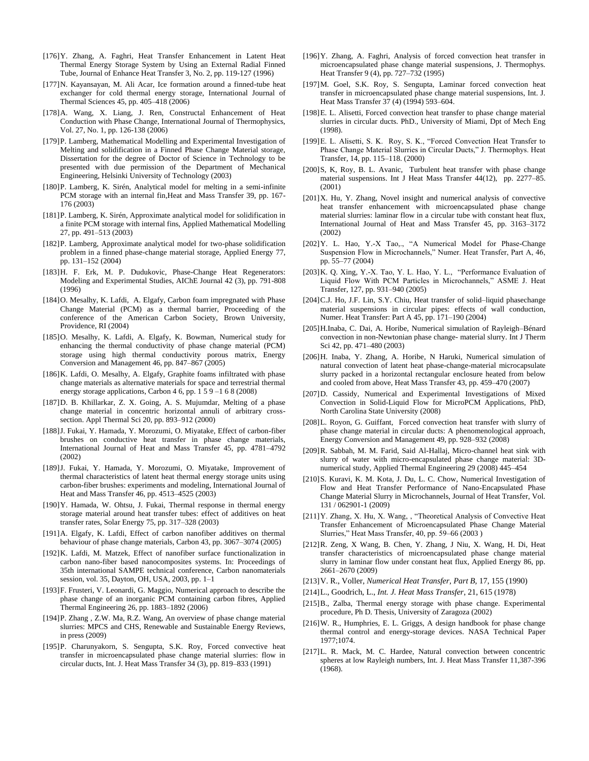[176] Y. Zhang, A. Faghri, Heat Transfer Enhancement in Latent Heat Thermal Energy Storage System by Using an External Radial Finned Tube, Journal of Enhance Heat Transfer 3, No. 2, pp. 119-127 (1996)

[177] N. Kayansayan, M. Ali Acar, Ice formation around a finned-tube heat exchanger for cold thermal energy storage, International Journal of Thermal Sciences 45, pp. 405–418 (2006)

[178] A. Wang, X. Liang, J. Ren, Constructal Enhancement of Heat Conduction with Phase Change, International Journal of Thermophysics, Vol. 27, No. 1, pp. 126-138 (2006)

[179] P. Lamberg, Mathematical Modelling and Experimental Investigation of Melting and solidification in a Finned Phase Change Material storage, Dissertation for the degree of Doctor of Science in Technology to be presented with due permission of the Department of Mechanical Engineering, Helsinki University of Technology (2003)

[180] P. Lamberg, K. Sirén, Analytical model for melting in a semi-infinite PCM storage with an internal fin,Heat and Mass Transfer 39, pp. 167-176 (2003)

[181] P. Lamberg, K. Sirén, Approximate analytical model for solidification in a finite PCM storage with internal fins, Applied Mathematical Modelling 27, pp. 491–513 (2003)

[182] P. Lamberg, Approximate analytical model for two-phase solidification problem in a finned phase-change material storage, Applied Energy 77, pp. 131–152 (2004)

[183] H. F. Erk, M. P. Dudukovic, Phase-Change Heat Regenerators: Modeling and Experimental Studies, AIChE Journal 42 (3), pp. 791-808 (1996)

[184] O. Mesalhy, K. Lafdi, A. Elgafy, Carbon foam impregnated with Phase Change Material (PCM) as a thermal barrier, Proceeding of the conference of the American Carbon Society, Brown University, Providence, RI (2004)

[185] O. Mesalhy, K. Lafdi, A. Elgafy, K. Bowman, Numerical study for enhancing the thermal conductivity of phase change material (PCM) storage using high thermal conductivity porous matrix, Energy Conversion and Management 46, pp. 847–867 (2005)

[186] K. Lafdi, O. Mesalhy, A. Elgafy, Graphite foams infiltrated with phase change materials as alternative materials for space and terrestrial thermal energy storage applications, Carbon 4 6, pp. 1 5 9 –1 6 8 (2008)

[187] D. B. Khillarkar, Z. X. Going, A. S. Mujumdar, Melting of a phase change material in concentric horizontal annuli of arbitrary cross-section. Appl Thermal Sci 20, pp. 893–912 (2000)

[188] J. Fukai, Y. Hamada, Y. Morozumi, O. Miyatake, Effect of carbon-fiber brushes on conductive heat transfer in phase change materials, International Journal of Heat and Mass Transfer 45, pp. 4781–4792 (2002)

[189] J. Fukai, Y. Hamada, Y. Morozumi, O. Miyatake, Improvement of thermal characteristics of latent heat thermal energy storage units using carbon-fiber brushes: experiments and modeling, International Journal of Heat and Mass Transfer 46, pp. 4513–4525 (2003)

[190] Y. Hamada, W. Ohtsu, J. Fukai, Thermal response in thermal energy storage material around heat transfer tubes: effect of additives on heat transfer rates, Solar Energy 75, pp. 317–328 (2003)

[191] A. Elgafy, K. Lafdi, Effect of carbon nanofiber additives on thermal behaviour of phase change materials, Carbon 43, pp. 3067–3074 (2005)

[192] K. Lafdi, M. Matzek, Effect of nanofiber surface functionalization in carbon nano-fiber based nanocomposites systems. In: Proceedings of 35th international SAMPE technical conference, Carbon nanomaterials session, vol. 35, Dayton, OH, USA, 2003, pp. 1–1

[193] F. Frusteri, V. Leonardi, G. Maggio, Numerical approach to describe the phase change of an inorganic PCM containing carbon fibres, Applied Thermal Engineering 26, pp. 1883–1892 (2006)

[194] P. Zhang , Z.W. Ma, R.Z. Wang, An overview of phase change material slurries: MPCS and CHS, Renewable and Sustainable Energy Reviews, in press (2009)

[195] P. Charunyakorn, S. Sengupta, S.K. Roy, Forced convective heat transfer in microencapsulated phase change material slurries: flow in circular ducts, Int. J. Heat Mass Transfer 34 (3), pp. 819–833 (1991)

[196] Y. Zhang, A. Faghri, Analysis of forced convection heat transfer in microencapsulated phase change material suspensions, J. Thermophys. Heat Transfer 9 (4), pp. 727–732 (1995)

[197] M. Goel, S.K. Roy, S. Sengupta, Laminar forced convection heat transfer in microencapsulated phase change material suspensions, Int. J. Heat Mass Transfer 37 (4) (1994) 593–604.

[198] E. L. Alisetti, Forced convection heat transfer to phase change material slurries in circular ducts. PhD., University of Miami, Dpt of Mech Eng (1998).

[199] E. L. Alisetti, S. K. Roy, S. K., "Forced Convection Heat Transfer to Phase Change Material Slurries in Circular Ducts," J. Thermophys. Heat Transfer, 14, pp. 115–118. (2000)

[200] S, K, Roy, B. L. Avanic, Turbulent heat transfer with phase change material suspensions. Int J Heat Mass Transfer 44(12), pp. 2277–85. (2001)

[201] X. Hu, Y. Zhang, Novel insight and numerical analysis of convective heat transfer enhancement with microencapsulated phase change material slurries: laminar flow in a circular tube with constant heat flux, International Journal of Heat and Mass Transfer 45, pp. 3163–3172 (2002)

[202] Y. L. Hao, Y.-X Tao,., "A Numerical Model for Phase-Change Suspension Flow in Microchannels," Numer. Heat Transfer, Part A, 46, pp. 55–77 (2004)

[203] K. Q. Xing, Y.-X. Tao, Y. L. Hao, Y. L., "Performance Evaluation of Liquid Flow With PCM Particles in Microchannels," ASME J. Heat Transfer, 127, pp. 931–940 (2005)

[204] C.J. Ho, J.F. Lin, S.Y. Chiu, Heat transfer of solid–liquid phasechange material suspensions in circular pipes: effects of wall conduction, Numer. Heat Transfer: Part A 45, pp. 171–190 (2004)

[205] H.Inaba, C. Dai, A. Horibe, Numerical simulation of Rayleigh–Bénard convection in non-Newtonian phase change- material slurry. Int J Therm Sci 42, pp. 471–480 (2003)

[206] H. Inaba, Y. Zhang, A. Horibe, N Haruki, Numerical simulation of natural convection of latent heat phase-change-material microcapsulate slurry packed in a horizontal rectangular enclosure heated from below and cooled from above, Heat Mass Transfer 43, pp. 459–470 (2007)

[207] D. Cassidy, Numerical and Experimental Investigations of Mixed Convection in Solid-Liquid Flow for MicroPCM Applications, PhD, North Carolina State University (2008)

[208] L. Royon, G. Guiffant, Forced convection heat transfer with slurry of phase change material in circular ducts: A phenomenological approach, Energy Conversion and Management 49, pp. 928–932 (2008)

[209] R. Sabbah, M. M. Farid, Said Al-Hallaj, Micro-channel heat sink with slurry of water with micro-encapsulated phase change material: 3D-numerical study, Applied Thermal Engineering 29 (2008) 445–454

[210] S. Kuravi, K. M. Kota, J. Du, L. C. Chow, Numerical Investigation of Flow and Heat Transfer Performance of Nano-Encapsulated Phase Change Material Slurry in Microchannels, Journal of Heat Transfer, Vol. 131 / 062901-1 (2009)

[211] Y. Zhang, X. Hu, X. Wang, , "Theoretical Analysis of Convective Heat Transfer Enhancement of Microencapsulated Phase Change Material Slurries," Heat Mass Transfer, 40, pp. 59–66 (2003 )

[212] R. Zeng, X Wang, B. Chen, Y. Zhang, J Niu, X. Wang, H. Di, Heat transfer characteristics of microencapsulated phase change material slurry in laminar flow under constant heat flux, Applied Energy 86, pp. 2661–2670 (2009)

[213] V. R., Voller, *Numerical Heat Transfer, Part B*, 17, 155 (1990)

[214] L., Goodrich, L., *Int. J. Heat Mass Transfer*, 21, 615 (1978)

[215] B., Zalba, Thermal energy storage with phase change. Experimental procedure, Ph D. Thesis, University of Zaragoza (2002)

[216] W. R., Humphries, E. L. Griggs, A design handbook for phase change thermal control and energy-storage devices. NASA Technical Paper 1977;1074.

[217] L. R. Mack, M. C. Hardee, Natural convection between concentric spheres at low Rayleigh numbers, Int. J. Heat Mass Transfer 11,387-396 (1968).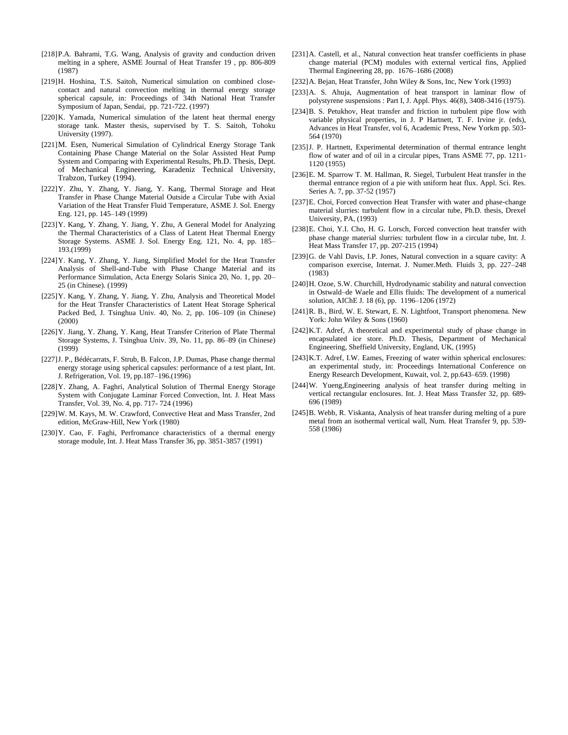[218] P.A. Bahrami, T.G. Wang, Analysis of gravity and conduction driven melting in a sphere, ASME Journal of Heat Transfer 19 , pp. 806-809 (1987)

[219] H. Hoshina, T.S. Saitoh, Numerical simulation on combined close-contact and natural convection melting in thermal energy storage spherical capsule, in: Proceedings of 34th National Heat Transfer Symposium of Japan, Sendai, pp. 721-722. (1997)

[220] K. Yamada, Numerical simulation of the latent heat thermal energy storage tank. Master thesis, supervised by T. S. Saitoh, Tohoku University (1997).

[221] M. Esen, Numerical Simulation of Cylindrical Energy Storage Tank Containing Phase Change Material on the Solar Assisted Heat Pump System and Comparing with Experimental Results, Ph.D. Thesis, Dept. of Mechanical Engineering, Karadeniz Technical University, Trabzon, Turkey (1994).

[222] Y. Zhu, Y. Zhang, Y. Jiang, Y. Kang, Thermal Storage and Heat Transfer in Phase Change Material Outside a Circular Tube with Axial Variation of the Heat Transfer Fluid Temperature, ASME J. Sol. Energy Eng. 121, pp. 145–149 (1999)

[223] Y. Kang, Y. Zhang, Y. Jiang, Y. Zhu, A General Model for Analyzing the Thermal Characteristics of a Class of Latent Heat Thermal Energy Storage Systems. ASME J. Sol. Energy Eng. 121, No. 4, pp. 185–193.(1999)

[224] Y. Kang, Y. Zhang, Y. Jiang, Simplified Model for the Heat Transfer Analysis of Shell-and-Tube with Phase Change Material and its Performance Simulation, Acta Energy Solaris Sinica 20, No. 1, pp. 20–25 (in Chinese). (1999)

[225] Y. Kang, Y. Zhang, Y. Jiang, Y. Zhu, Analysis and Theoretical Model for the Heat Transfer Characteristics of Latent Heat Storage Spherical Packed Bed, J. Tsinghua Univ. 40, No. 2, pp. 106–109 (in Chinese) (2000)

[226] Y. Jiang, Y. Zhang, Y. Kang, Heat Transfer Criterion of Plate Thermal Storage Systems, J. Tsinghua Univ. 39, No. 11, pp. 86–89 (in Chinese) (1999)

[227] J. P., Bédécarrats, F. Strub, B. Falcon, J.P. Dumas, Phase change thermal energy storage using spherical capsules: performance of a test plant, Int. J. Refrigeration, Vol. 19, pp.187–196.(1996)

[228] Y. Zhang, A. Faghri, Analytical Solution of Thermal Energy Storage System with Conjugate Laminar Forced Convection, lnt. J. Heat Mass Transfer, Vol. 39, No. 4, pp. 717- 724 (1996)

[229] W. M. Kays, M. W. Crawford, Convective Heat and Mass Transfer, 2nd edition, McGraw-Hill, New York (1980)

[230] Y. Cao, F. Faghi, Perfromance characteristics of a thermal energy storage module, Int. J. Heat Mass Transfer 36, pp. 3851-3857 (1991)

[231] A. Castell, et al., Natural convection heat transfer coefficients in phase change material (PCM) modules with external vertical fins, Applied Thermal Engineering 28, pp. 1676–1686 (2008)

[232] A. Bejan, Heat Transfer, John Wiley & Sons, Inc, New York (1993)

[233] A. S. Ahuja, Augmentation of heat transport in laminar flow of polystyrene suspensions : Part I, J. Appl. Phys. 46(8), 3408-3416 (1975).

[234] B. S. Petukhov, Heat transfer and friction in turbulent pipe flow with variable physical properties, in J. P Hartnett, T. F. Irvine jr. (eds), Advances in Heat Transfer, vol 6, Academic Press, New Yorkm pp. 503-564 (1970)

[235] J. P. Hartnett, Experimental determination of thermal entrance lenght flow of water and of oil in a circular pipes, Trans ASME 77, pp. 1211-1120 (1955)

[236] E. M. Sparrow T. M. Hallman, R. Siegel, Turbulent Heat transfer in the thermal entrance region of a pie with uniform heat flux. Appl. Sci. Res. Series A. 7, pp. 37-52 (1957)

[237] E. Choi, Forced convection Heat Transfer with water and phase-change material slurries: turbulent flow in a circular tube, Ph.D. thesis, Drexel University, PA, (1993)

[238] E. Choi, Y.I. Cho, H. G. Lorsch, Forced convection heat transfer with phase change material slurries: turbulent flow in a circular tube, Int. J. Heat Mass Transfer 17, pp. 207-215 (1994)

[239] G. de Vahl Davis, I.P. Jones, Natural convection in a square cavity: A comparison exercise, Internat. J. Numer.Meth. Fluids 3, pp. 227–248 (1983)

[240] H. Ozoe, S.W. Churchill, Hydrodynamic stability and natural convection in Ostwald–de Waele and Ellis fluids: The development of a numerical solution, AIChE J. 18 (6), pp. 1196–1206 (1972)

[241] R. B., Bird, W. E. Stewart, E. N. Lightfoot, Transport phenomena. New York: John Wiley & Sons (1960)

[242] K.T. Adref, A theoretical and experimental study of phase change in encapsulated ice store. Ph.D. Thesis, Department of Mechanical Engineering, Sheffield University, England, UK, (1995)

[243] K.T. Adref, I.W. Eames, Freezing of water within spherical enclosures: an experimental study, in: Proceedings International Conference on Energy Research Development, Kuwait, vol. 2, pp.643–659. (1998)

[244] W. Yueng,Engineering analysis of heat transfer during melting in vertical rectangular enclosures. Int. J. Heat Mass Transfer 32, pp. 689-696 (1989)

[245] B. Webb, R. Viskanta, Analysis of heat transfer during melting of a pure metal from an isothermal vertical wall, Num. Heat Transfer 9, pp. 539-558 (1986)